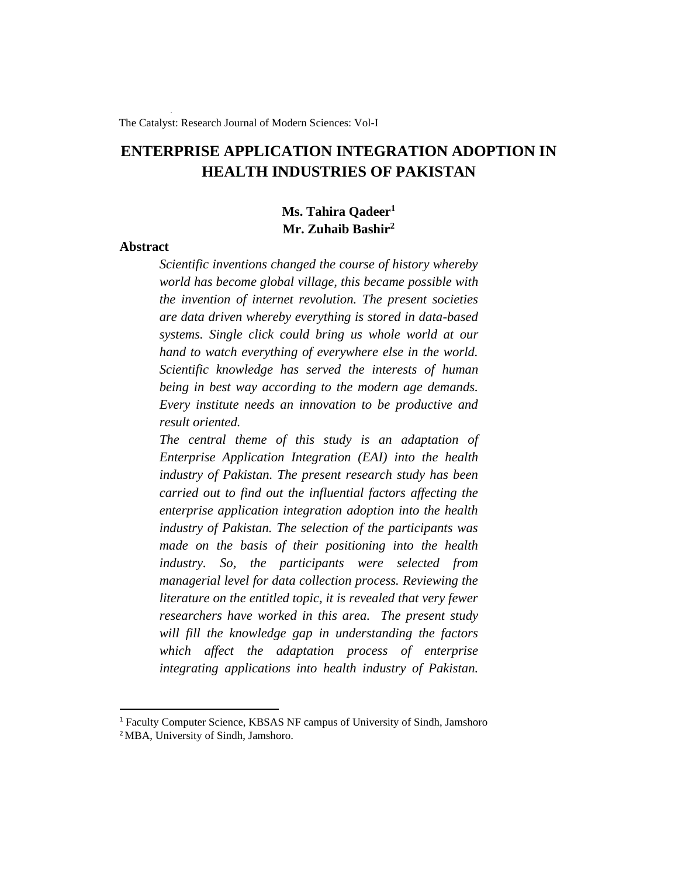# ENTERPRISE APPLICATION INTEGRATION ADOPTION IN HEALTH INDUSTRIES OF PAKISTAN

**Ms. Tahira Qadeer[1]**
**Mr. Zuhaib Bashir[2]**

## Abstract

*Scientific inventions changed the course of history whereby world has become global village, this became possible with the invention of internet revolution. The present societies are data driven whereby everything is stored in data-based systems. Single click could bring us whole world at our hand to watch everything of everywhere else in the world. Scientific knowledge has served the interests of human being in best way according to the modern age demands. Every institute needs an innovation to be productive and result oriented.*

*The central theme of this study is an adaptation of Enterprise Application Integration (EAI) into the health industry of Pakistan. The present research study has been carried out to find out the influential factors affecting the enterprise application integration adoption into the health industry of Pakistan. The selection of the participants was made on the basis of their positioning into the health industry. So, the participants were selected from managerial level for data collection process. Reviewing the literature on the entitled topic, it is revealed that very fewer researchers have worked in this area. The present study will fill the knowledge gap in understanding the factors which affect the adaptation process of enterprise integrating applications into health industry of Pakistan.*

---

[1] Faculty Computer Science, KBSAS NF campus of University of Sindh, Jamshoro

[2] MBA, University of Sindh, Jamshoro.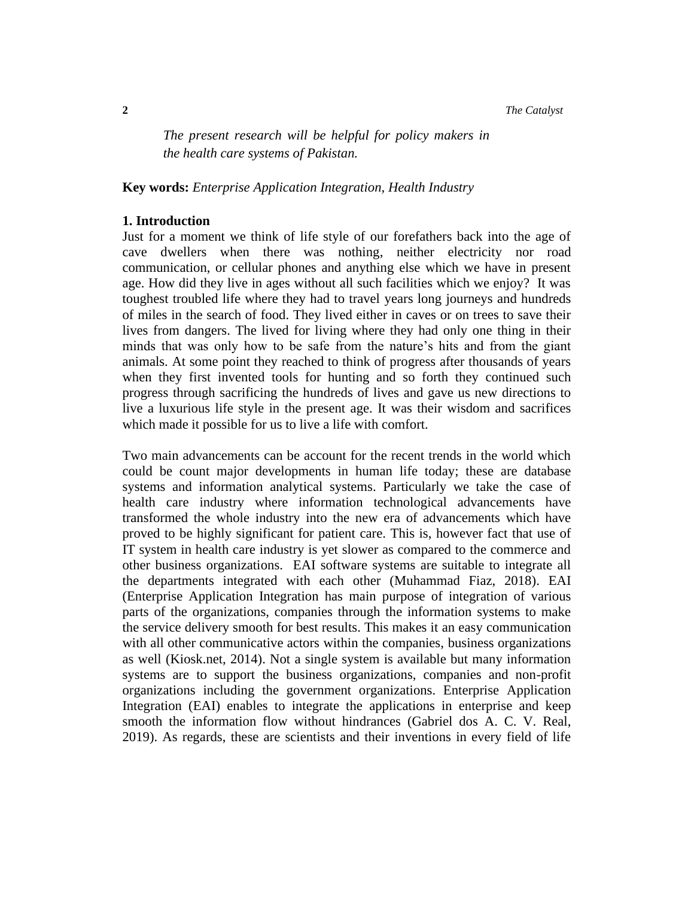*The present research will be helpful for policy makers in the health care systems of Pakistan.*

**Key words:** *Enterprise Application Integration, Health Industry*

## 1. Introduction

Just for a moment we think of life style of our forefathers back into the age of cave dwellers when there was nothing, neither electricity nor road communication, or cellular phones and anything else which we have in present age. How did they live in ages without all such facilities which we enjoy? It was toughest troubled life where they had to travel years long journeys and hundreds of miles in the search of food. They lived either in caves or on trees to save their lives from dangers. The lived for living where they had only one thing in their minds that was only how to be safe from the nature's hits and from the giant animals. At some point they reached to think of progress after thousands of years when they first invented tools for hunting and so forth they continued such progress through sacrificing the hundreds of lives and gave us new directions to live a luxurious life style in the present age. It was their wisdom and sacrifices which made it possible for us to live a life with comfort.

Two main advancements can be account for the recent trends in the world which could be count major developments in human life today; these are database systems and information analytical systems. Particularly we take the case of health care industry where information technological advancements have transformed the whole industry into the new era of advancements which have proved to be highly significant for patient care. This is, however fact that use of IT system in health care industry is yet slower as compared to the commerce and other business organizations. EAI software systems are suitable to integrate all the departments integrated with each other (Muhammad Fiaz, 2018). EAI (Enterprise Application Integration has main purpose of integration of various parts of the organizations, companies through the information systems to make the service delivery smooth for best results. This makes it an easy communication with all other communicative actors within the companies, business organizations as well (Kiosk.net, 2014). Not a single system is available but many information systems are to support the business organizations, companies and non-profit organizations including the government organizations. Enterprise Application Integration (EAI) enables to integrate the applications in enterprise and keep smooth the information flow without hindrances (Gabriel dos A. C. V. Real, 2019). As regards, these are scientists and their inventions in every field of life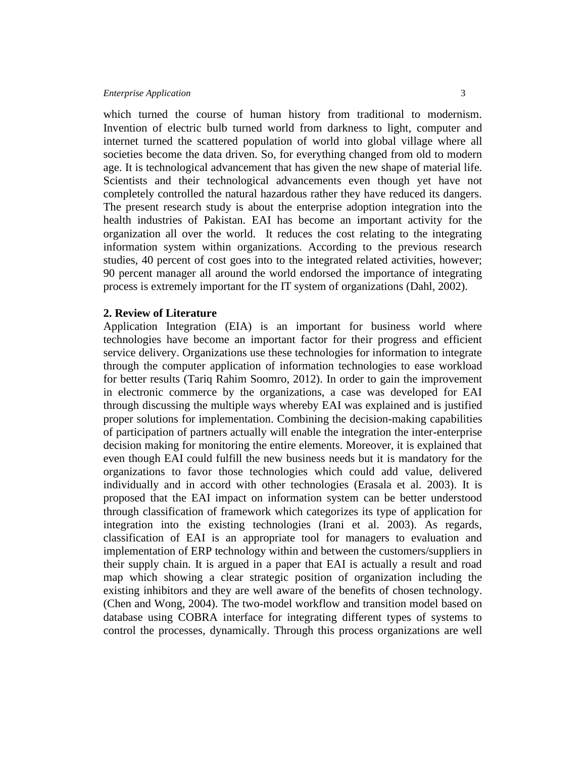which turned the course of human history from traditional to modernism. Invention of electric bulb turned world from darkness to light, computer and internet turned the scattered population of world into global village where all societies become the data driven. So, for everything changed from old to modern age. It is technological advancement that has given the new shape of material life. Scientists and their technological advancements even though yet have not completely controlled the natural hazardous rather they have reduced its dangers. The present research study is about the enterprise adoption integration into the health industries of Pakistan. EAI has become an important activity for the organization all over the world. It reduces the cost relating to the integrating information system within organizations. According to the previous research studies, 40 percent of cost goes into to the integrated related activities, however; 90 percent manager all around the world endorsed the importance of integrating process is extremely important for the IT system of organizations (Dahl, 2002).

## 2. Review of Literature

Application Integration (EIA) is an important for business world where technologies have become an important factor for their progress and efficient service delivery. Organizations use these technologies for information to integrate through the computer application of information technologies to ease workload for better results (Tariq Rahim Soomro, 2012). In order to gain the improvement in electronic commerce by the organizations, a case was developed for EAI through discussing the multiple ways whereby EAI was explained and is justified proper solutions for implementation. Combining the decision-making capabilities of participation of partners actually will enable the integration the inter-enterprise decision making for monitoring the entire elements. Moreover, it is explained that even though EAI could fulfill the new business needs but it is mandatory for the organizations to favor those technologies which could add value, delivered individually and in accord with other technologies (Erasala et al. 2003). It is proposed that the EAI impact on information system can be better understood through classification of framework which categorizes its type of application for integration into the existing technologies (Irani et al. 2003). As regards, classification of EAI is an appropriate tool for managers to evaluation and implementation of ERP technology within and between the customers/suppliers in their supply chain. It is argued in a paper that EAI is actually a result and road map which showing a clear strategic position of organization including the existing inhibitors and they are well aware of the benefits of chosen technology. (Chen and Wong, 2004). The two-model workflow and transition model based on database using COBRA interface for integrating different types of systems to control the processes, dynamically. Through this process organizations are well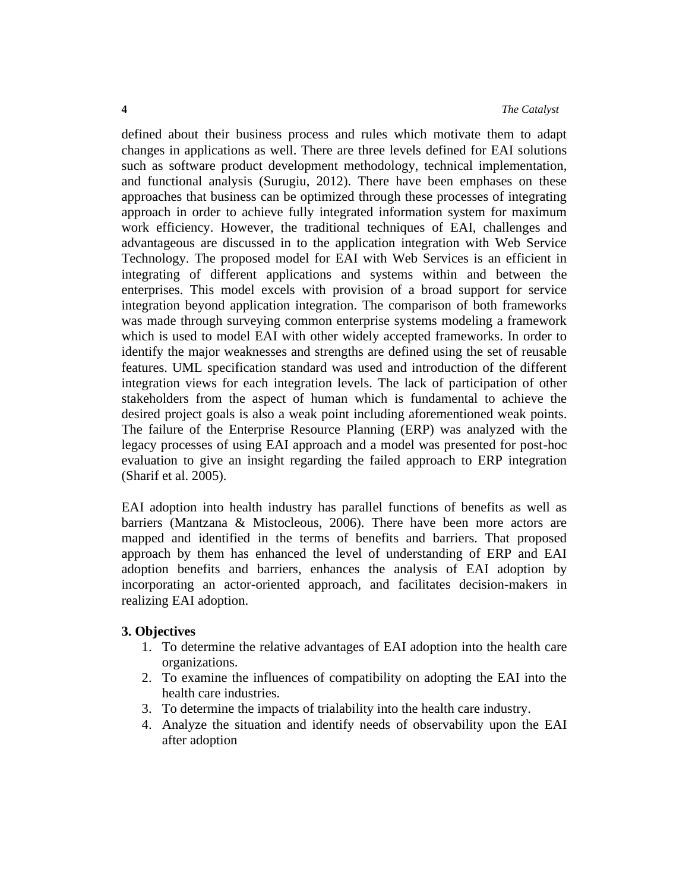defined about their business process and rules which motivate them to adapt changes in applications as well. There are three levels defined for EAI solutions such as software product development methodology, technical implementation, and functional analysis (Surugiu, 2012). There have been emphases on these approaches that business can be optimized through these processes of integrating approach in order to achieve fully integrated information system for maximum work efficiency. However, the traditional techniques of EAI, challenges and advantageous are discussed in to the application integration with Web Service Technology. The proposed model for EAI with Web Services is an efficient in integrating of different applications and systems within and between the enterprises. This model excels with provision of a broad support for service integration beyond application integration. The comparison of both frameworks was made through surveying common enterprise systems modeling a framework which is used to model EAI with other widely accepted frameworks. In order to identify the major weaknesses and strengths are defined using the set of reusable features. UML specification standard was used and introduction of the different integration views for each integration levels. The lack of participation of other stakeholders from the aspect of human which is fundamental to achieve the desired project goals is also a weak point including aforementioned weak points. The failure of the Enterprise Resource Planning (ERP) was analyzed with the legacy processes of using EAI approach and a model was presented for post-hoc evaluation to give an insight regarding the failed approach to ERP integration (Sharif et al. 2005).

EAI adoption into health industry has parallel functions of benefits as well as barriers (Mantzana & Mistocleous, 2006). There have been more actors are mapped and identified in the terms of benefits and barriers. That proposed approach by them has enhanced the level of understanding of ERP and EAI adoption benefits and barriers, enhances the analysis of EAI adoption by incorporating an actor-oriented approach, and facilitates decision-makers in realizing EAI adoption.

## 3. Objectives

1. To determine the relative advantages of EAI adoption into the health care organizations.
2. To examine the influences of compatibility on adopting the EAI into the health care industries.
3. To determine the impacts of trialability into the health care industry.
4. Analyze the situation and identify needs of observability upon the EAI after adoption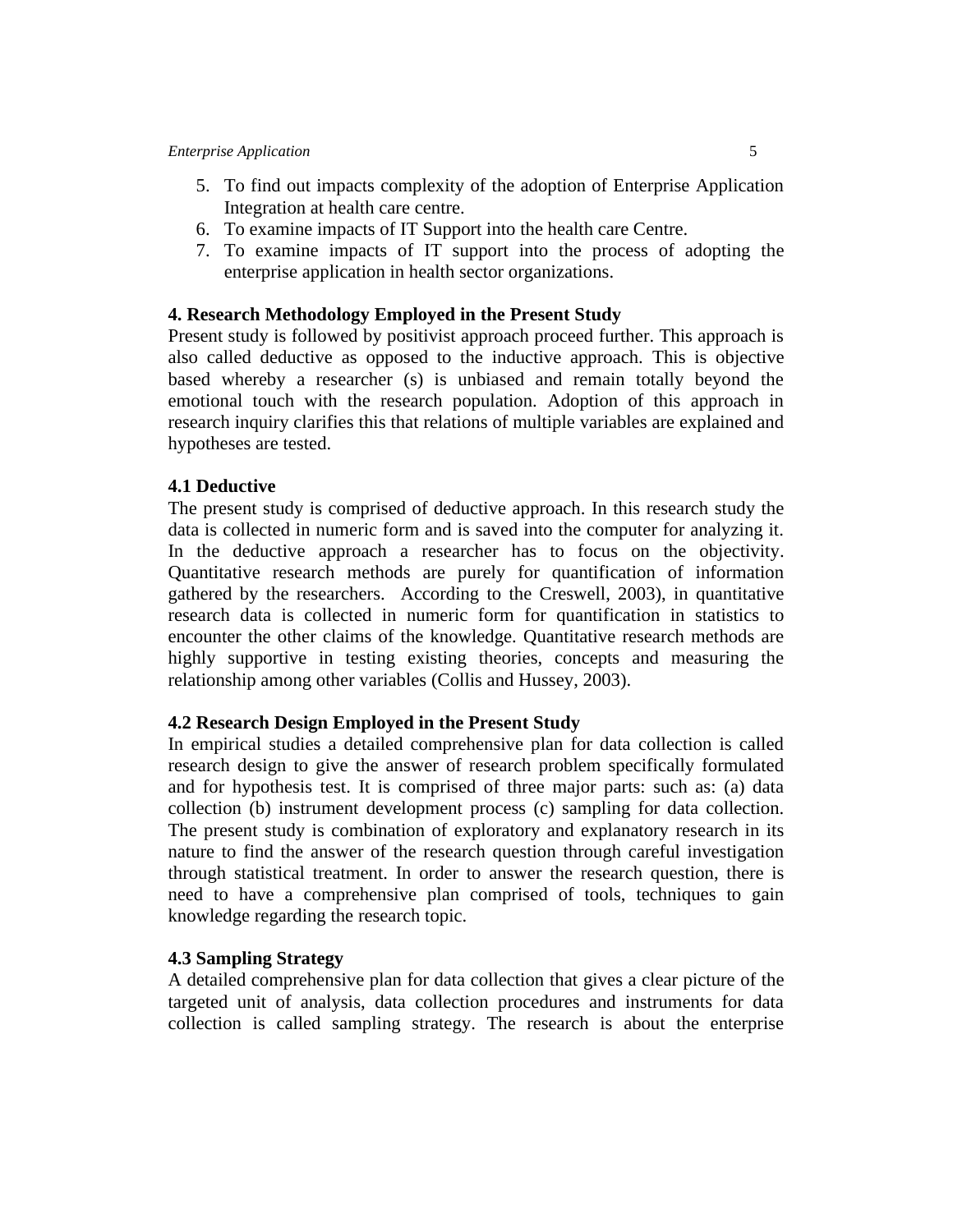5. To find out impacts complexity of the adoption of Enterprise Application Integration at health care centre.
6. To examine impacts of IT Support into the health care Centre.
7. To examine impacts of IT support into the process of adopting the enterprise application in health sector organizations.

## 4. Research Methodology Employed in the Present Study

Present study is followed by positivist approach proceed further. This approach is also called deductive as opposed to the inductive approach. This is objective based whereby a researcher (s) is unbiased and remain totally beyond the emotional touch with the research population. Adoption of this approach in research inquiry clarifies this that relations of multiple variables are explained and hypotheses are tested.

### 4.1 Deductive

The present study is comprised of deductive approach. In this research study the data is collected in numeric form and is saved into the computer for analyzing it. In the deductive approach a researcher has to focus on the objectivity. Quantitative research methods are purely for quantification of information gathered by the researchers. According to the Creswell, 2003), in quantitative research data is collected in numeric form for quantification in statistics to encounter the other claims of the knowledge. Quantitative research methods are highly supportive in testing existing theories, concepts and measuring the relationship among other variables (Collis and Hussey, 2003).

### 4.2 Research Design Employed in the Present Study

In empirical studies a detailed comprehensive plan for data collection is called research design to give the answer of research problem specifically formulated and for hypothesis test. It is comprised of three major parts: such as: (a) data collection (b) instrument development process (c) sampling for data collection. The present study is combination of exploratory and explanatory research in its nature to find the answer of the research question through careful investigation through statistical treatment. In order to answer the research question, there is need to have a comprehensive plan comprised of tools, techniques to gain knowledge regarding the research topic.

### 4.3 Sampling Strategy

A detailed comprehensive plan for data collection that gives a clear picture of the targeted unit of analysis, data collection procedures and instruments for data collection is called sampling strategy. The research is about the enterprise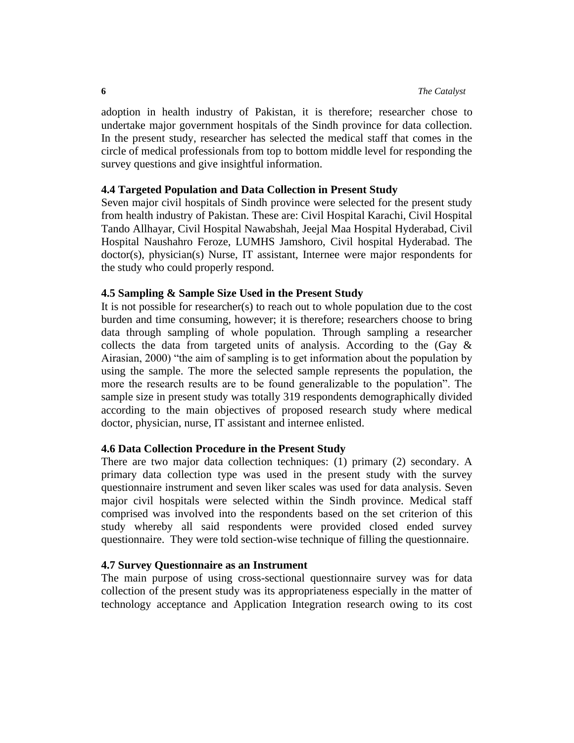adoption in health industry of Pakistan, it is therefore; researcher chose to undertake major government hospitals of the Sindh province for data collection. In the present study, researcher has selected the medical staff that comes in the circle of medical professionals from top to bottom middle level for responding the survey questions and give insightful information.

### 4.4 Targeted Population and Data Collection in Present Study

Seven major civil hospitals of Sindh province were selected for the present study from health industry of Pakistan. These are: Civil Hospital Karachi, Civil Hospital Tando Allhayar, Civil Hospital Nawabshah, Jeejal Maa Hospital Hyderabad, Civil Hospital Naushahro Feroze, LUMHS Jamshoro, Civil hospital Hyderabad. The doctor(s), physician(s) Nurse, IT assistant, Internee were major respondents for the study who could properly respond.

### 4.5 Sampling & Sample Size Used in the Present Study

It is not possible for researcher(s) to reach out to whole population due to the cost burden and time consuming, however; it is therefore; researchers choose to bring data through sampling of whole population. Through sampling a researcher collects the data from targeted units of analysis. According to the (Gay & Airasian, 2000) "the aim of sampling is to get information about the population by using the sample. The more the selected sample represents the population, the more the research results are to be found generalizable to the population". The sample size in present study was totally 319 respondents demographically divided according to the main objectives of proposed research study where medical doctor, physician, nurse, IT assistant and internee enlisted.

### 4.6 Data Collection Procedure in the Present Study

There are two major data collection techniques: (1) primary (2) secondary. A primary data collection type was used in the present study with the survey questionnaire instrument and seven liker scales was used for data analysis. Seven major civil hospitals were selected within the Sindh province. Medical staff comprised was involved into the respondents based on the set criterion of this study whereby all said respondents were provided closed ended survey questionnaire. They were told section-wise technique of filling the questionnaire.

### 4.7 Survey Questionnaire as an Instrument

The main purpose of using cross-sectional questionnaire survey was for data collection of the present study was its appropriateness especially in the matter of technology acceptance and Application Integration research owing to its cost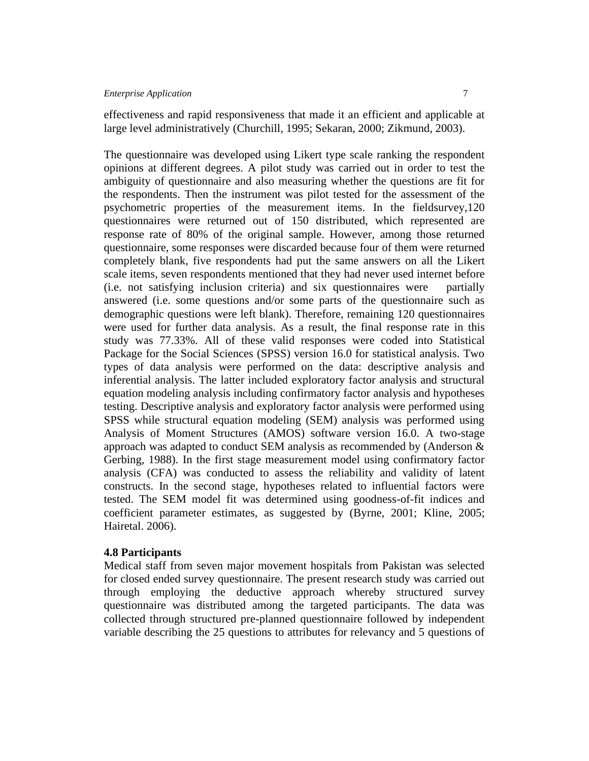effectiveness and rapid responsiveness that made it an efficient and applicable at large level administratively (Churchill, 1995; Sekaran, 2000; Zikmund, 2003).

The questionnaire was developed using Likert type scale ranking the respondent opinions at different degrees. A pilot study was carried out in order to test the ambiguity of questionnaire and also measuring whether the questions are fit for the respondents. Then the instrument was pilot tested for the assessment of the psychometric properties of the measurement items. In the fieldsurvey,120 questionnaires were returned out of 150 distributed, which represented are response rate of 80% of the original sample. However, among those returned questionnaire, some responses were discarded because four of them were returned completely blank, five respondents had put the same answers on all the Likert scale items, seven respondents mentioned that they had never used internet before (i.e. not satisfying inclusion criteria) and six questionnaires were partially answered (i.e. some questions and/or some parts of the questionnaire such as demographic questions were left blank). Therefore, remaining 120 questionnaires were used for further data analysis. As a result, the final response rate in this study was 77.33%. All of these valid responses were coded into Statistical Package for the Social Sciences (SPSS) version 16.0 for statistical analysis. Two types of data analysis were performed on the data: descriptive analysis and inferential analysis. The latter included exploratory factor analysis and structural equation modeling analysis including confirmatory factor analysis and hypotheses testing. Descriptive analysis and exploratory factor analysis were performed using SPSS while structural equation modeling (SEM) analysis was performed using Analysis of Moment Structures (AMOS) software version 16.0. A two-stage approach was adapted to conduct SEM analysis as recommended by (Anderson & Gerbing, 1988). In the first stage measurement model using confirmatory factor analysis (CFA) was conducted to assess the reliability and validity of latent constructs. In the second stage, hypotheses related to influential factors were tested. The SEM model fit was determined using goodness-of-fit indices and coefficient parameter estimates, as suggested by (Byrne, 2001; Kline, 2005; Hairetal. 2006).

**4.8 Participants**

Medical staff from seven major movement hospitals from Pakistan was selected for closed ended survey questionnaire. The present research study was carried out through employing the deductive approach whereby structured survey questionnaire was distributed among the targeted participants. The data was collected through structured pre-planned questionnaire followed by independent variable describing the 25 questions to attributes for relevancy and 5 questions of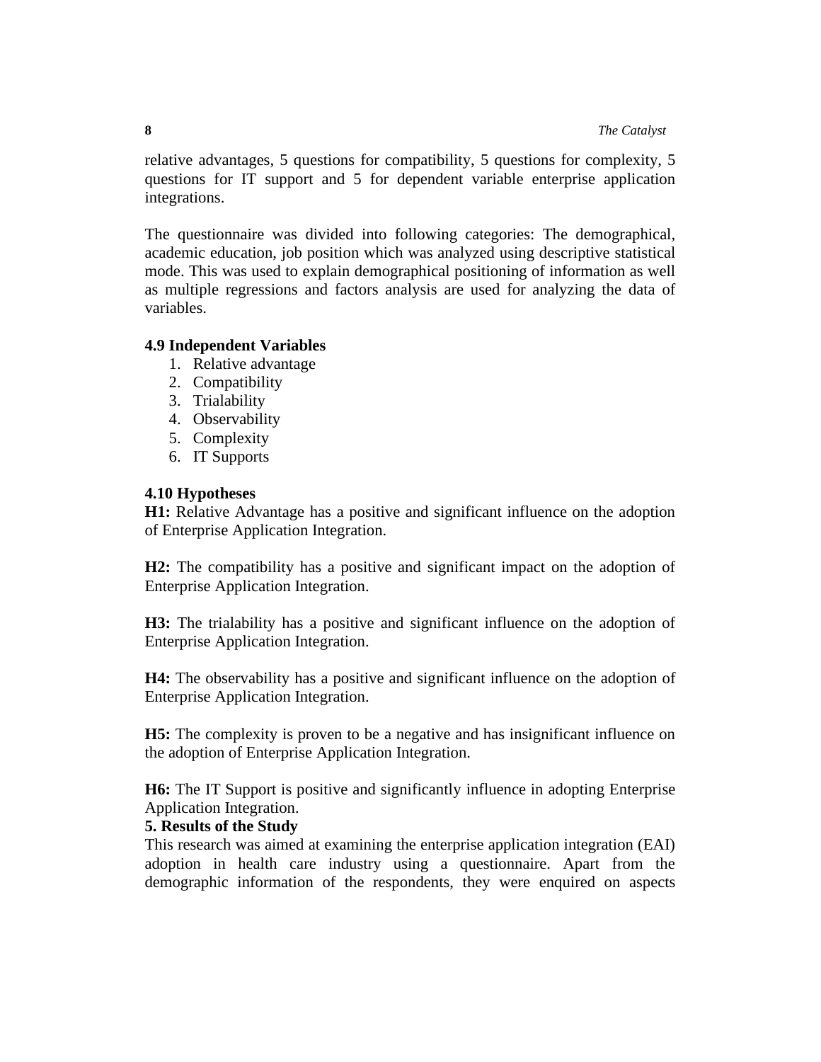relative advantages, 5 questions for compatibility, 5 questions for complexity, 5 questions for IT support and 5 for dependent variable enterprise application integrations.

The questionnaire was divided into following categories: The demographical, academic education, job position which was analyzed using descriptive statistical mode. This was used to explain demographical positioning of information as well as multiple regressions and factors analysis are used for analyzing the data of variables.

### 4.9 Independent Variables

1. Relative advantage
2. Compatibility
3. Trialability
4. Observability
5. Complexity
6. IT Supports

### 4.10 Hypotheses

**H1:** Relative Advantage has a positive and significant influence on the adoption of Enterprise Application Integration.

**H2:** The compatibility has a positive and significant impact on the adoption of Enterprise Application Integration.

**H3:** The trialability has a positive and significant influence on the adoption of Enterprise Application Integration.

**H4:** The observability has a positive and significant influence on the adoption of Enterprise Application Integration.

**H5:** The complexity is proven to be a negative and has insignificant influence on the adoption of Enterprise Application Integration.

**H6:** The IT Support is positive and significantly influence in adopting Enterprise Application Integration.

## 5. Results of the Study

This research was aimed at examining the enterprise application integration (EAI) adoption in health care industry using a questionnaire. Apart from the demographic information of the respondents, they were enquired on aspects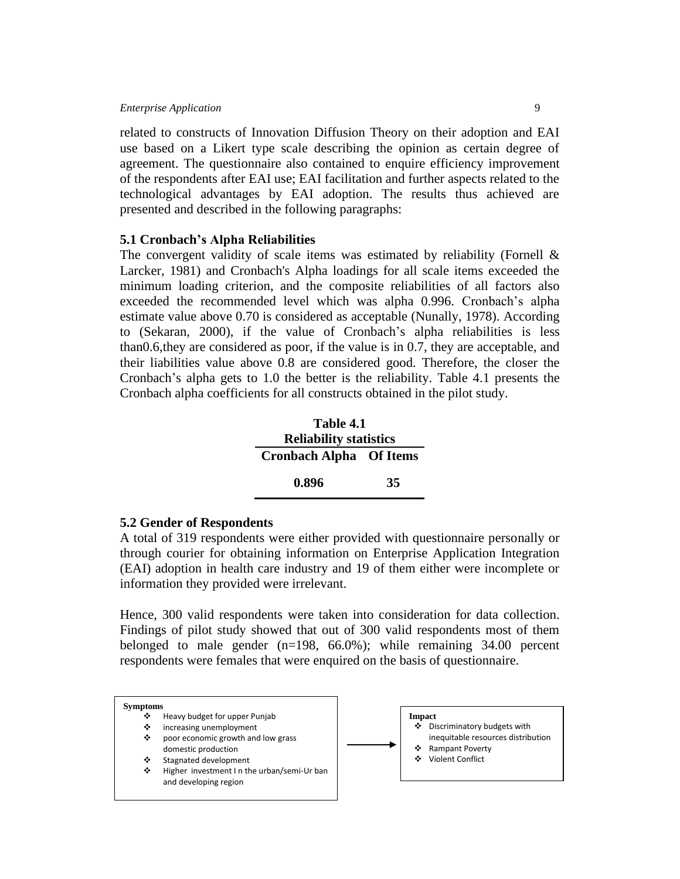related to constructs of Innovation Diffusion Theory on their adoption and EAI use based on a Likert type scale describing the opinion as certain degree of agreement. The questionnaire also contained to enquire efficiency improvement of the respondents after EAI use; EAI facilitation and further aspects related to the technological advantages by EAI adoption. The results thus achieved are presented and described in the following paragraphs:

### 5.1 Cronbach's Alpha Reliabilities

The convergent validity of scale items was estimated by reliability (Fornell & Larcker, 1981) and Cronbach's Alpha loadings for all scale items exceeded the minimum loading criterion, and the composite reliabilities of all factors also exceeded the recommended level which was alpha 0.996. Cronbach's alpha estimate value above 0.70 is considered as acceptable (Nunally, 1978). According to (Sekaran, 2000), if the value of Cronbach's alpha reliabilities is less than0.6,they are considered as poor, if the value is in 0.7, they are acceptable, and their liabilities value above 0.8 are considered good. Therefore, the closer the Cronbach's alpha gets to 1.0 the better is the reliability. Table 4.1 presents the Cronbach alpha coefficients for all constructs obtained in the pilot study.

**Table 4.1**
**Reliability statistics**

| Cronbach Alpha | Of Items |
|---|---|
| 0.896 | 35 |

### 5.2 Gender of Respondents

A total of 319 respondents were either provided with questionnaire personally or through courier for obtaining information on Enterprise Application Integration (EAI) adoption in health care industry and 19 of them either were incomplete or information they provided were irrelevant.

Hence, 300 valid respondents were taken into consideration for data collection. Findings of pilot study showed that out of 300 valid respondents most of them belonged to male gender (n=198, 66.0%); while remaining 34.00 percent respondents were females that were enquired on the basis of questionnaire.

**Symptoms**

- Heavy budget for upper Punjab
- increasing unemployment
- poor economic growth and low grass domestic production
- Stagnated development
- Higher investment I n the urban/semi-Ur ban and developing region

→

**Impact**

- Discriminatory budgets with inequitable resources distribution
- Rampant Poverty
- Violent Conflict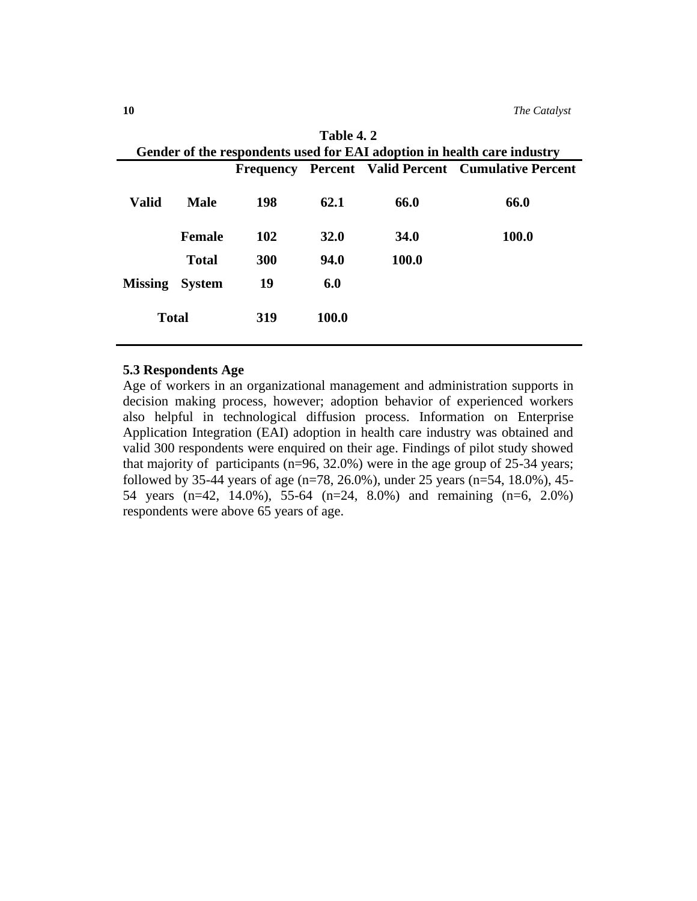**Table 4. 2**
**Gender of the respondents used for EAI adoption in health care industry**

| | | Frequency | Percent | Valid Percent | Cumulative Percent |
|---|---|---|---|---|---|
| **Valid** | **Male** | **198** | **62.1** | **66.0** | **66.0** |
| | **Female** | **102** | **32.0** | **34.0** | **100.0** |
| | **Total** | **300** | **94.0** | **100.0** | |
| **Missing** | **System** | **19** | **6.0** | | |
| **Total** | | **319** | **100.0** | | |

### 5.3 Respondents Age

Age of workers in an organizational management and administration supports in decision making process, however; adoption behavior of experienced workers also helpful in technological diffusion process. Information on Enterprise Application Integration (EAI) adoption in health care industry was obtained and valid 300 respondents were enquired on their age. Findings of pilot study showed that majority of participants (n=96, 32.0%) were in the age group of 25-34 years; followed by 35-44 years of age (n=78, 26.0%), under 25 years (n=54, 18.0%), 45-54 years (n=42, 14.0%), 55-64 (n=24, 8.0%) and remaining (n=6, 2.0%) respondents were above 65 years of age.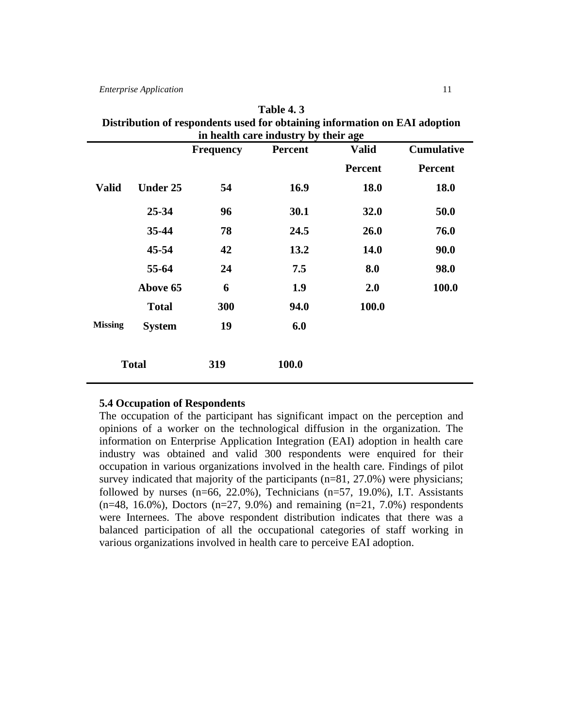**Table 4. 3**
**Distribution of respondents used for obtaining information on EAI adoption in health care industry by their age**

| | | Frequency | Percent | Valid Percent | Cumulative Percent |
|---|---|---|---|---|---|
| Valid | Under 25 | 54 | 16.9 | 18.0 | 18.0 |
| | 25-34 | 96 | 30.1 | 32.0 | 50.0 |
| | 35-44 | 78 | 24.5 | 26.0 | 76.0 |
| | 45-54 | 42 | 13.2 | 14.0 | 90.0 |
| | 55-64 | 24 | 7.5 | 8.0 | 98.0 |
| | Above 65 | 6 | 1.9 | 2.0 | 100.0 |
| | Total | 300 | 94.0 | 100.0 | |
| Missing | System | 19 | 6.0 | | |
| Total | | 319 | 100.0 | | |

### 5.4 Occupation of Respondents

The occupation of the participant has significant impact on the perception and opinions of a worker on the technological diffusion in the organization. The information on Enterprise Application Integration (EAI) adoption in health care industry was obtained and valid 300 respondents were enquired for their occupation in various organizations involved in the health care. Findings of pilot survey indicated that majority of the participants (n=81, 27.0%) were physicians; followed by nurses (n=66, 22.0%), Technicians (n=57, 19.0%), I.T. Assistants (n=48, 16.0%), Doctors (n=27, 9.0%) and remaining (n=21, 7.0%) respondents were Internees. The above respondent distribution indicates that there was a balanced participation of all the occupational categories of staff working in various organizations involved in health care to perceive EAI adoption.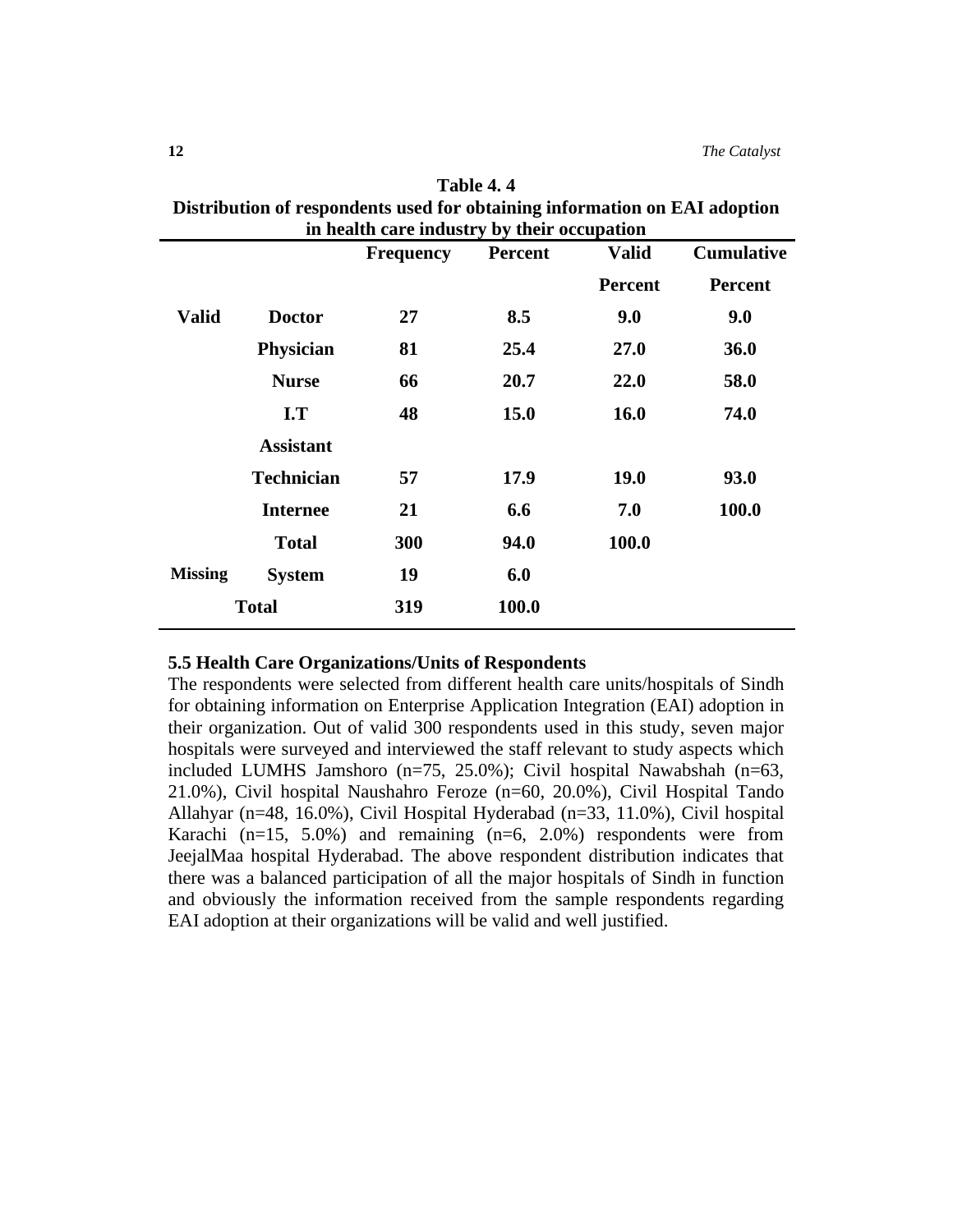**Table 4. 4**
**Distribution of respondents used for obtaining information on EAI adoption in health care industry by their occupation**

| | | Frequency | Percent | Valid Percent | Cumulative Percent |
|---|---|---|---|---|---|
| Valid | Doctor | 27 | 8.5 | 9.0 | 9.0 |
| | Physician | 81 | 25.4 | 27.0 | 36.0 |
| | Nurse | 66 | 20.7 | 22.0 | 58.0 |
| | I.T Assistant | 48 | 15.0 | 16.0 | 74.0 |
| | Technician | 57 | 17.9 | 19.0 | 93.0 |
| | Internee | 21 | 6.6 | 7.0 | 100.0 |
| | Total | 300 | 94.0 | 100.0 | |
| Missing | System | 19 | 6.0 | | |
| Total | | 319 | 100.0 | | |

### 5.5 Health Care Organizations/Units of Respondents

The respondents were selected from different health care units/hospitals of Sindh for obtaining information on Enterprise Application Integration (EAI) adoption in their organization. Out of valid 300 respondents used in this study, seven major hospitals were surveyed and interviewed the staff relevant to study aspects which included LUMHS Jamshoro (n=75, 25.0%); Civil hospital Nawabshah (n=63, 21.0%), Civil hospital Naushahro Feroze (n=60, 20.0%), Civil Hospital Tando Allahyar (n=48, 16.0%), Civil Hospital Hyderabad (n=33, 11.0%), Civil hospital Karachi (n=15, 5.0%) and remaining (n=6, 2.0%) respondents were from JeejalMaa hospital Hyderabad. The above respondent distribution indicates that there was a balanced participation of all the major hospitals of Sindh in function and obviously the information received from the sample respondents regarding EAI adoption at their organizations will be valid and well justified.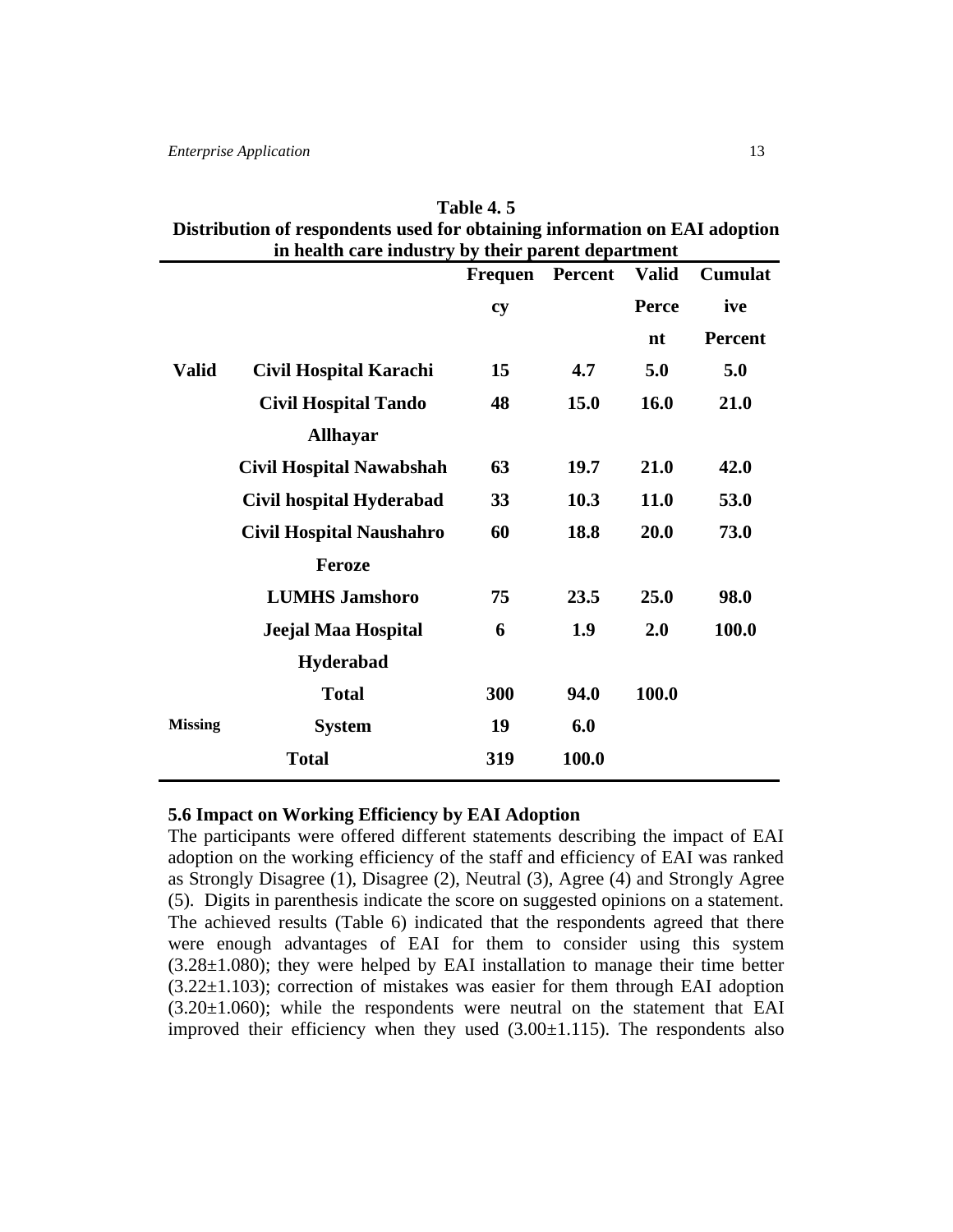**Table 4. 5**
**Distribution of respondents used for obtaining information on EAI adoption in health care industry by their parent department**

| | | Frequency | Percent | Valid Percent | Cumulative Percent |
|---|---|---|---|---|---|
| **Valid** | **Civil Hospital Karachi** | **15** | **4.7** | **5.0** | **5.0** |
| | **Civil Hospital Tando Allhayar** | **48** | **15.0** | **16.0** | **21.0** |
| | **Civil Hospital Nawabshah** | **63** | **19.7** | **21.0** | **42.0** |
| | **Civil hospital Hyderabad** | **33** | **10.3** | **11.0** | **53.0** |
| | **Civil Hospital Naushahro Feroze** | **60** | **18.8** | **20.0** | **73.0** |
| | **LUMHS Jamshoro** | **75** | **23.5** | **25.0** | **98.0** |
| | **Jeejal Maa Hospital Hyderabad** | **6** | **1.9** | **2.0** | **100.0** |
| | **Total** | **300** | **94.0** | **100.0** | |
| **Missing** | **System** | **19** | **6.0** | | |
| | **Total** | **319** | **100.0** | | |

### 5.6 Impact on Working Efficiency by EAI Adoption

The participants were offered different statements describing the impact of EAI adoption on the working efficiency of the staff and efficiency of EAI was ranked as Strongly Disagree (1), Disagree (2), Neutral (3), Agree (4) and Strongly Agree (5). Digits in parenthesis indicate the score on suggested opinions on a statement. The achieved results (Table 6) indicated that the respondents agreed that there were enough advantages of EAI for them to consider using this system ($3.28 \pm 1.080$); they were helped by EAI installation to manage their time better ($3.22 \pm 1.103$); correction of mistakes was easier for them through EAI adoption ($3.20 \pm 1.060$); while the respondents were neutral on the statement that EAI improved their efficiency when they used ($3.00 \pm 1.115$). The respondents also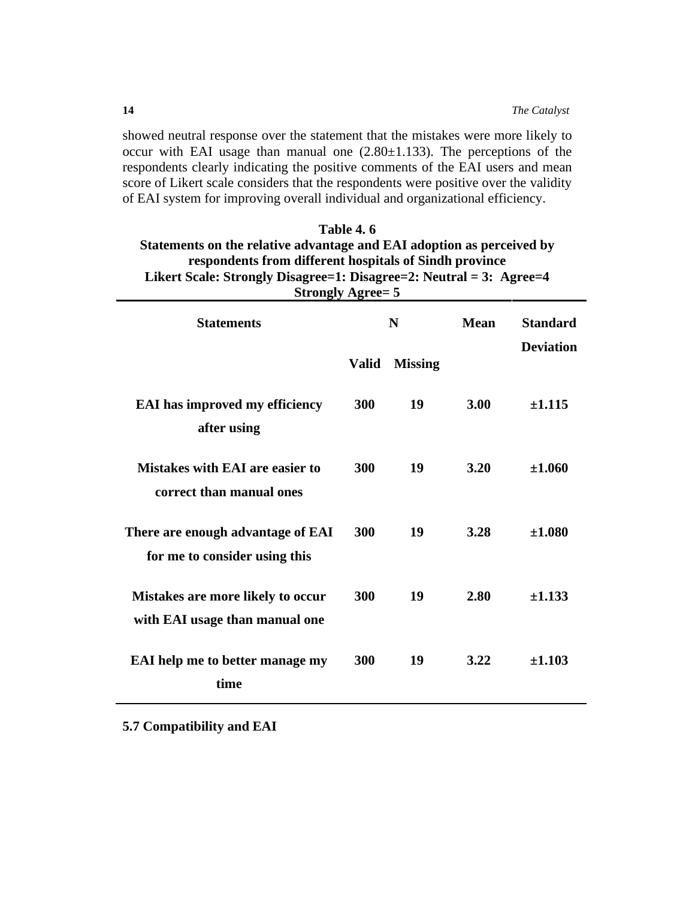showed neutral response over the statement that the mistakes were more likely to occur with EAI usage than manual one (2.80±1.133). The perceptions of the respondents clearly indicating the positive comments of the EAI users and mean score of Likert scale considers that the respondents were positive over the validity of EAI system for improving overall individual and organizational efficiency.

**Table 4. 6**
**Statements on the relative advantage and EAI adoption as perceived by respondents from different hospitals of Sindh province**
**Likert Scale: Strongly Disagree=1: Disagree=2: Neutral = 3: Agree=4 Strongly Agree= 5**

| Statements | N | | Mean | Standard Deviation |
|---|---|---|---|---|
| | Valid | Missing | | |
| EAI has improved my efficiency after using | 300 | 19 | 3.00 | ±1.115 |
| Mistakes with EAI are easier to correct than manual ones | 300 | 19 | 3.20 | ±1.060 |
| There are enough advantage of EAI for me to consider using this | 300 | 19 | 3.28 | ±1.080 |
| Mistakes are more likely to occur with EAI usage than manual one | 300 | 19 | 2.80 | ±1.133 |
| EAI help me to better manage my time | 300 | 19 | 3.22 | ±1.103 |

## 5.7 Compatibility and EAI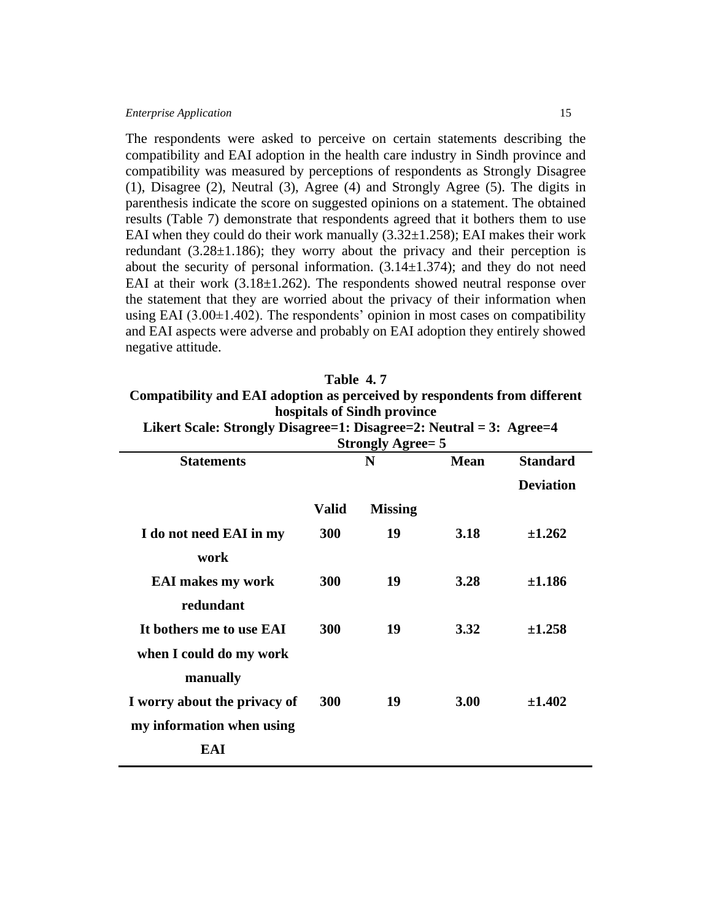The respondents were asked to perceive on certain statements describing the compatibility and EAI adoption in the health care industry in Sindh province and compatibility was measured by perceptions of respondents as Strongly Disagree (1), Disagree (2), Neutral (3), Agree (4) and Strongly Agree (5). The digits in parenthesis indicate the score on suggested opinions on a statement. The obtained results (Table 7) demonstrate that respondents agreed that it bothers them to use EAI when they could do their work manually (3.32±1.258); EAI makes their work redundant (3.28±1.186); they worry about the privacy and their perception is about the security of personal information. (3.14±1.374); and they do not need EAI at their work (3.18±1.262). The respondents showed neutral response over the statement that they are worried about the privacy of their information when using EAI (3.00±1.402). The respondents' opinion in most cases on compatibility and EAI aspects were adverse and probably on EAI adoption they entirely showed negative attitude.

**Table 4. 7**
**Compatibility and EAI adoption as perceived by respondents from different hospitals of Sindh province**
**Likert Scale: Strongly Disagree=1: Disagree=2: Neutral = 3: Agree=4 Strongly Agree= 5**

| Statements | N | | Mean | Standard Deviation |
|---|---|---|---|---|
| | Valid | Missing | | |
| I do not need EAI in my work | 300 | 19 | 3.18 | ±1.262 |
| EAI makes my work redundant | 300 | 19 | 3.28 | ±1.186 |
| It bothers me to use EAI when I could do my work manually | 300 | 19 | 3.32 | ±1.258 |
| I worry about the privacy of my information when using EAI | 300 | 19 | 3.00 | ±1.402 |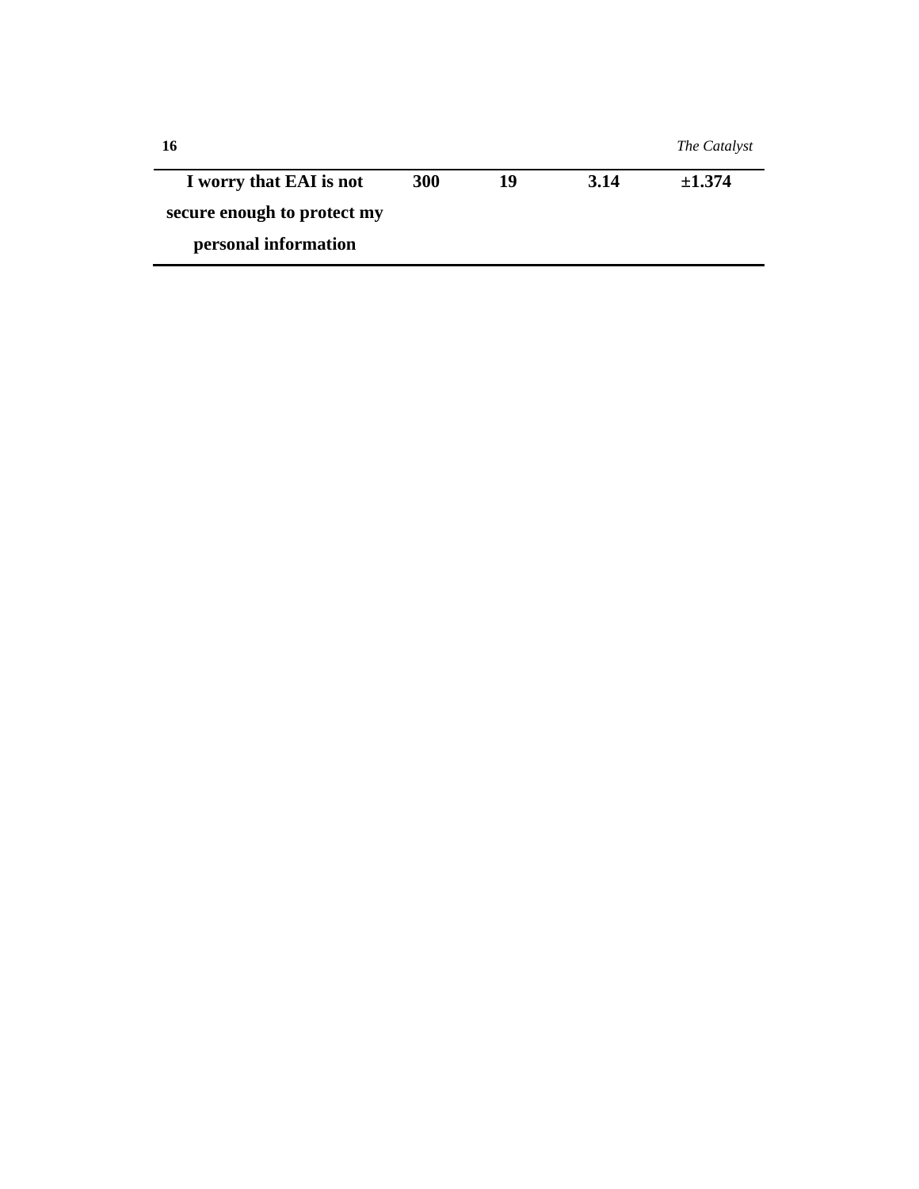| | | | | |
|---|---|---|---|---|
| **I worry that EAI is not secure enough to protect my personal information** | **300** | **19** | **3.14** | **±1.374** |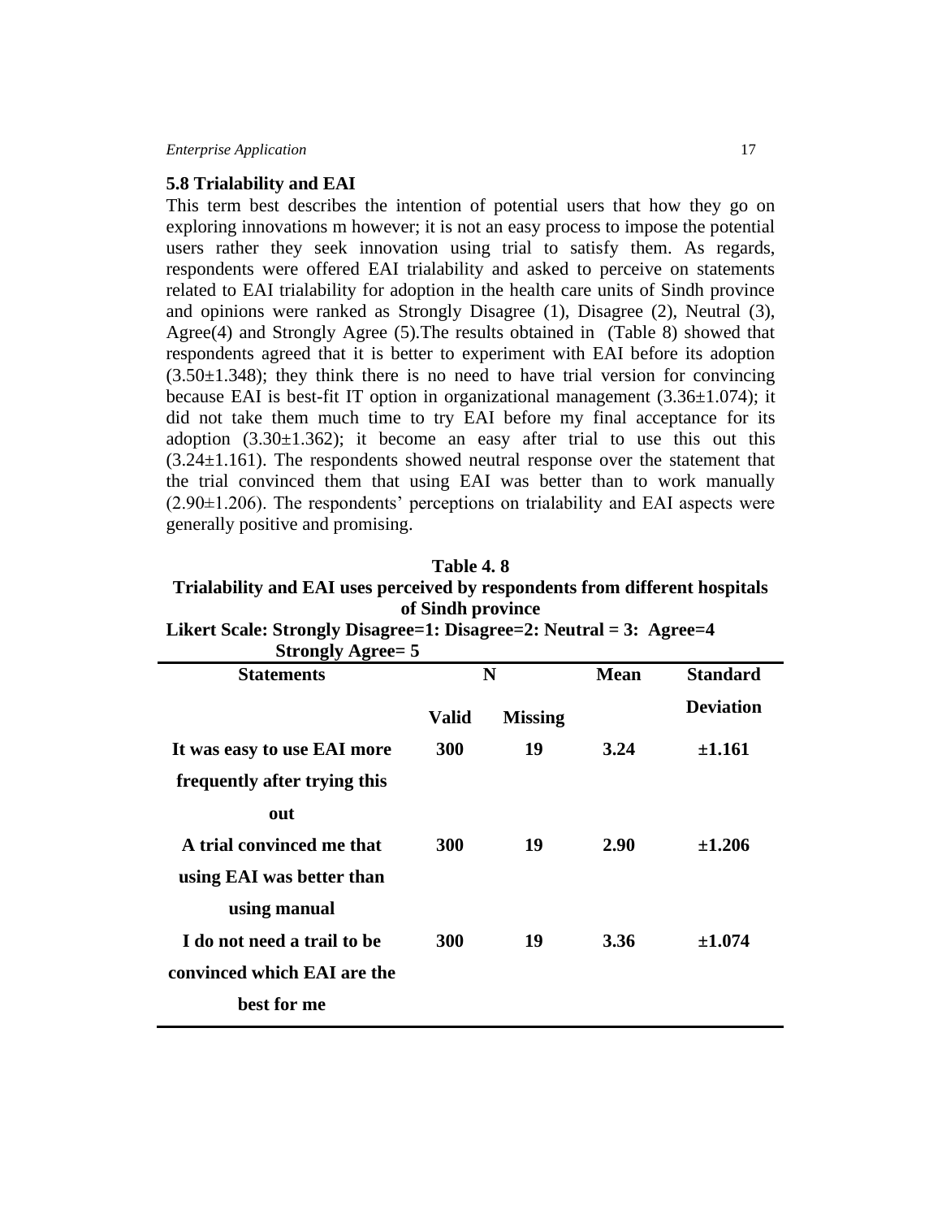## 5.8 Trialability and EAI

This term best describes the intention of potential users that how they go on exploring innovations m however; it is not an easy process to impose the potential users rather they seek innovation using trial to satisfy them. As regards, respondents were offered EAI trialability and asked to perceive on statements related to EAI trialability for adoption in the health care units of Sindh province and opinions were ranked as Strongly Disagree (1), Disagree (2), Neutral (3), Agree(4) and Strongly Agree (5).The results obtained in (Table 8) showed that respondents agreed that it is better to experiment with EAI before its adoption (3.50±1.348); they think there is no need to have trial version for convincing because EAI is best-fit IT option in organizational management (3.36±1.074); it did not take them much time to try EAI before my final acceptance for its adoption (3.30±1.362); it become an easy after trial to use this out this (3.24±1.161). The respondents showed neutral response over the statement that the trial convinced them that using EAI was better than to work manually (2.90±1.206). The respondents' perceptions on trialability and EAI aspects were generally positive and promising.

**Table 4. 8**

**Trialability and EAI uses perceived by respondents from different hospitals of Sindh province**

**Likert Scale: Strongly Disagree=1: Disagree=2: Neutral = 3: Agree=4 Strongly Agree= 5**

| Statements | N | | Mean | Standard Deviation |
|---|---|---|---|---|
| | Valid | Missing | | |
| It was easy to use EAI more frequently after trying this out | 300 | 19 | 3.24 | ±1.161 |
| A trial convinced me that using EAI was better than using manual | 300 | 19 | 2.90 | ±1.206 |
| I do not need a trail to be convinced which EAI are the best for me | 300 | 19 | 3.36 | ±1.074 |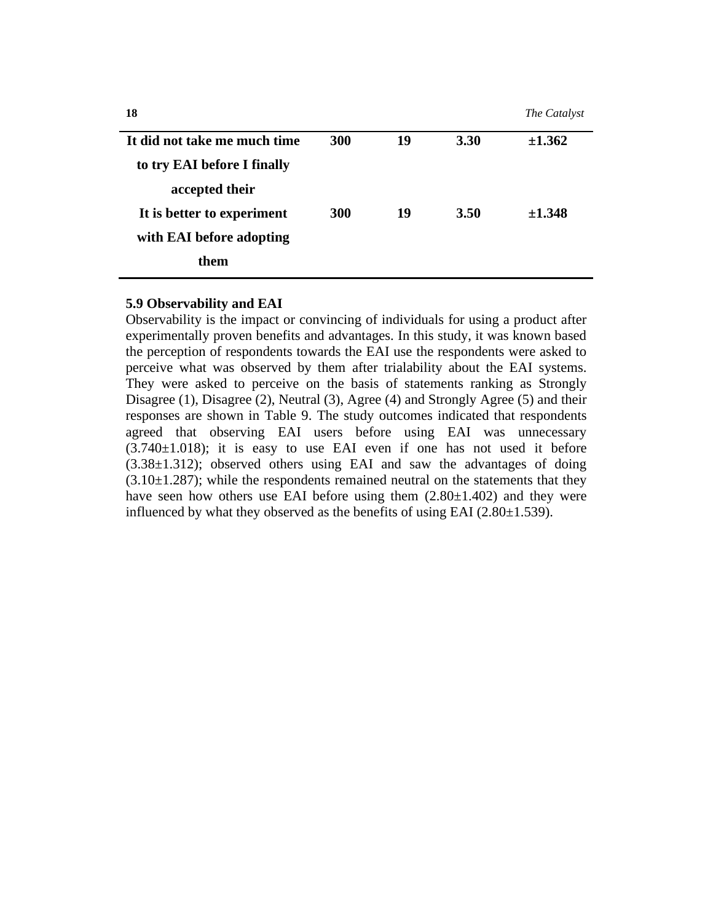| | | | | |
|---|---|---|---|---|
| **It did not take me much time to try EAI before I finally accepted their** | **300** | **19** | **3.30** | **±1.362** |
| **It is better to experiment with EAI before adopting them** | **300** | **19** | **3.50** | **±1.348** |

### 5.9 Observability and EAI

Observability is the impact or convincing of individuals for using a product after experimentally proven benefits and advantages. In this study, it was known based the perception of respondents towards the EAI use the respondents were asked to perceive what was observed by them after trialability about the EAI systems. They were asked to perceive on the basis of statements ranking as Strongly Disagree (1), Disagree (2), Neutral (3), Agree (4) and Strongly Agree (5) and their responses are shown in Table 9. The study outcomes indicated that respondents agreed that observing EAI users before using EAI was unnecessary (3.740±1.018); it is easy to use EAI even if one has not used it before (3.38±1.312); observed others using EAI and saw the advantages of doing (3.10±1.287); while the respondents remained neutral on the statements that they have seen how others use EAI before using them (2.80±1.402) and they were influenced by what they observed as the benefits of using EAI (2.80±1.539).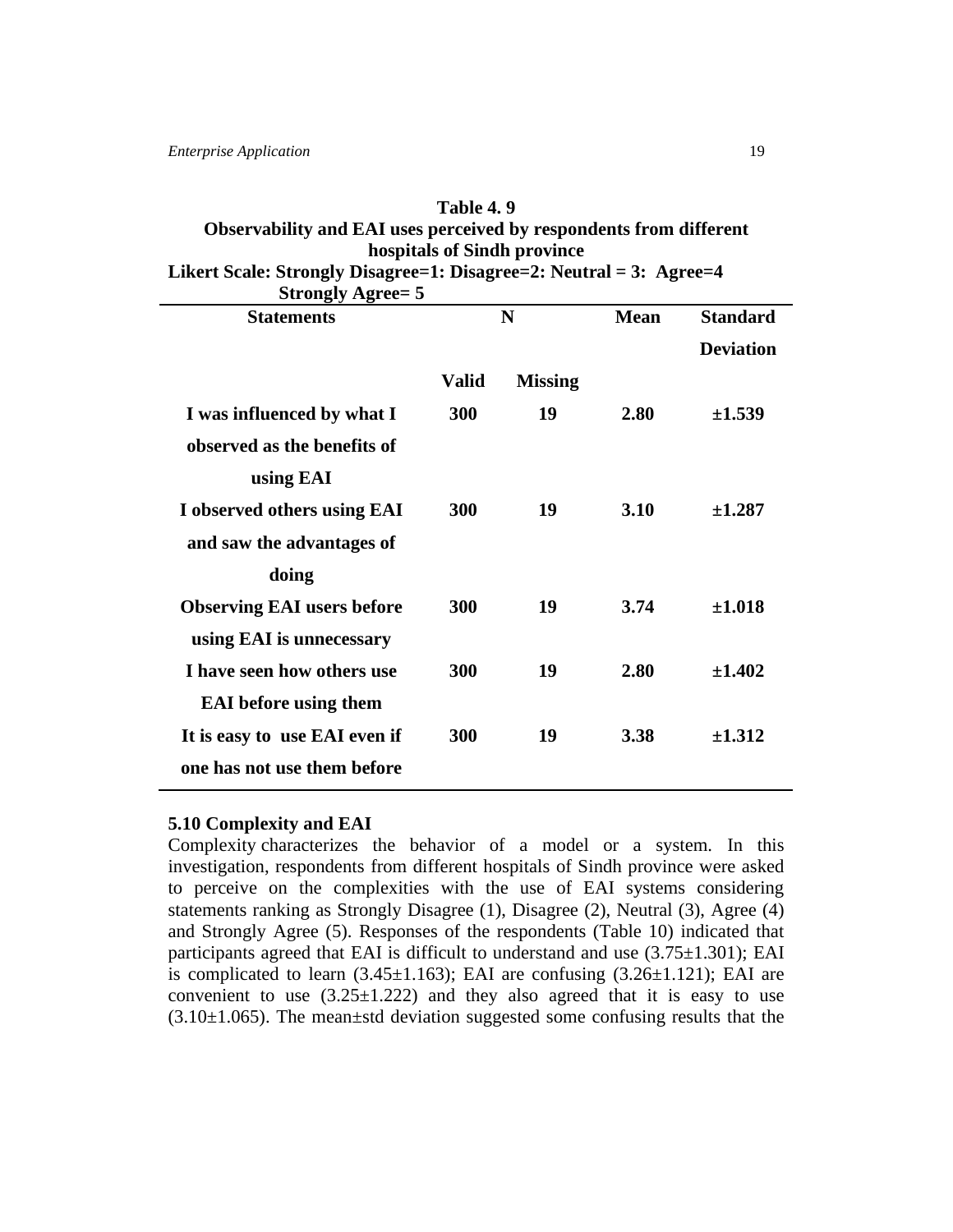**Table 4. 9**
**Observability and EAI uses perceived by respondents from different hospitals of Sindh province**
**Likert Scale: Strongly Disagree=1: Disagree=2: Neutral = 3: Agree=4 Strongly Agree= 5**

| Statements | N | | Mean | Standard Deviation |
|---|---|---|---|---|
| | Valid | Missing | | |
| I was influenced by what I observed as the benefits of using EAI | 300 | 19 | 2.80 | ±1.539 |
| I observed others using EAI and saw the advantages of doing | 300 | 19 | 3.10 | ±1.287 |
| Observing EAI users before using EAI is unnecessary | 300 | 19 | 3.74 | ±1.018 |
| I have seen how others use EAI before using them | 300 | 19 | 2.80 | ±1.402 |
| It is easy to use EAI even if one has not use them before | 300 | 19 | 3.38 | ±1.312 |

**5.10 Complexity and EAI**

Complexity characterizes the behavior of a model or a system. In this investigation, respondents from different hospitals of Sindh province were asked to perceive on the complexities with the use of EAI systems considering statements ranking as Strongly Disagree (1), Disagree (2), Neutral (3), Agree (4) and Strongly Agree (5). Responses of the respondents (Table 10) indicated that participants agreed that EAI is difficult to understand and use (3.75±1.301); EAI is complicated to learn (3.45±1.163); EAI are confusing (3.26±1.121); EAI are convenient to use (3.25±1.222) and they also agreed that it is easy to use (3.10±1.065). The mean±std deviation suggested some confusing results that the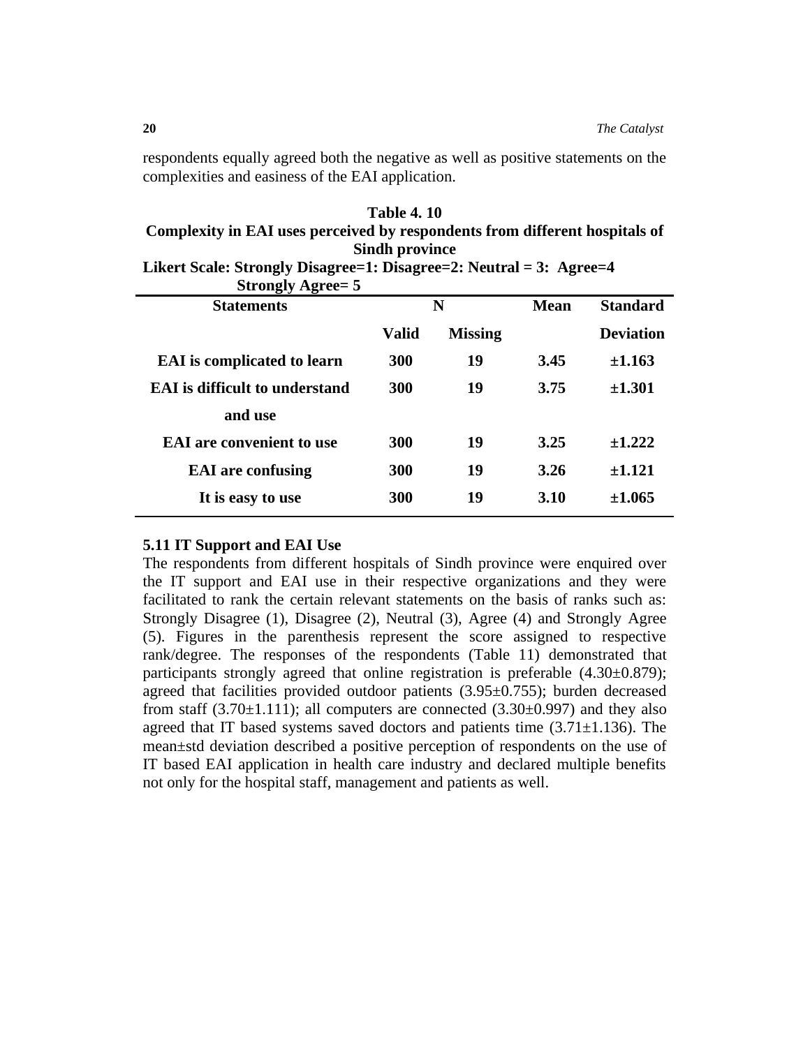respondents equally agreed both the negative as well as positive statements on the complexities and easiness of the EAI application.

**Table 4. 10**
**Complexity in EAI uses perceived by respondents from different hospitals of Sindh province**
**Likert Scale: Strongly Disagree=1: Disagree=2: Neutral = 3: Agree=4 Strongly Agree= 5**

| Statements | N | | Mean | Standard Deviation |
|---|---|---|---|---|
| | Valid | Missing | | |
| EAI is complicated to learn | 300 | 19 | 3.45 | ±1.163 |
| EAI is difficult to understand and use | 300 | 19 | 3.75 | ±1.301 |
| EAI are convenient to use | 300 | 19 | 3.25 | ±1.222 |
| EAI are confusing | 300 | 19 | 3.26 | ±1.121 |
| It is easy to use | 300 | 19 | 3.10 | ±1.065 |

### 5.11 IT Support and EAI Use

The respondents from different hospitals of Sindh province were enquired over the IT support and EAI use in their respective organizations and they were facilitated to rank the certain relevant statements on the basis of ranks such as: Strongly Disagree (1), Disagree (2), Neutral (3), Agree (4) and Strongly Agree (5). Figures in the parenthesis represent the score assigned to respective rank/degree. The responses of the respondents (Table 11) demonstrated that participants strongly agreed that online registration is preferable (4.30±0.879); agreed that facilities provided outdoor patients (3.95±0.755); burden decreased from staff (3.70±1.111); all computers are connected (3.30±0.997) and they also agreed that IT based systems saved doctors and patients time (3.71±1.136). The mean±std deviation described a positive perception of respondents on the use of IT based EAI application in health care industry and declared multiple benefits not only for the hospital staff, management and patients as well.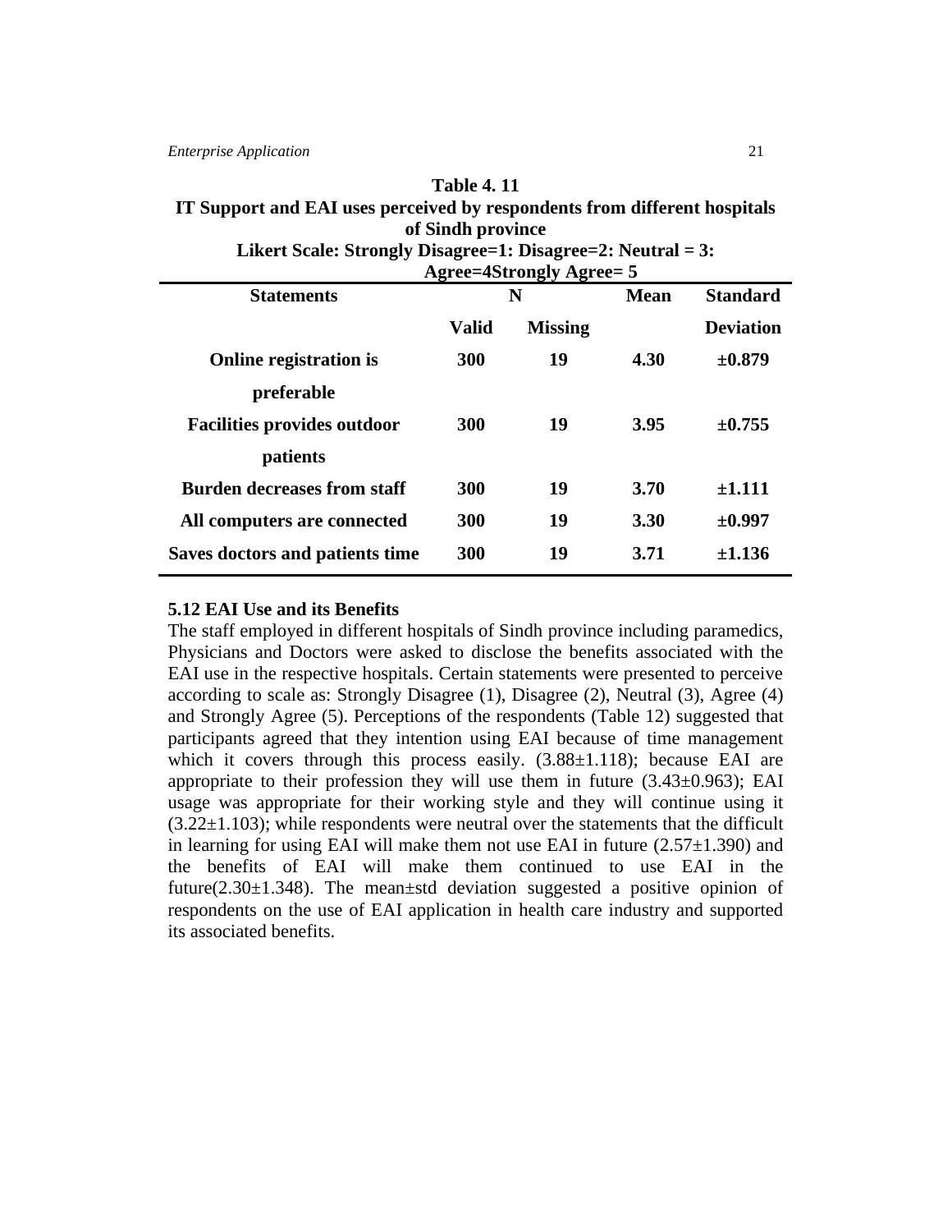**Table 4. 11**

**IT Support and EAI uses perceived by respondents from different hospitals of Sindh province**

**Likert Scale: Strongly Disagree=1: Disagree=2: Neutral = 3: Agree=4Strongly Agree= 5**

| Statements | N | | Mean | Standard |
|---|---|---|---|---|
| | Valid | Missing | | Deviation |
| **Online registration is preferable** | **300** | **19** | **4.30** | **±0.879** |
| **Facilities provides outdoor patients** | **300** | **19** | **3.95** | **±0.755** |
| **Burden decreases from staff** | **300** | **19** | **3.70** | **±1.111** |
| **All computers are connected** | **300** | **19** | **3.30** | **±0.997** |
| **Saves doctors and patients time** | **300** | **19** | **3.71** | **±1.136** |

## 5.12 EAI Use and its Benefits

The staff employed in different hospitals of Sindh province including paramedics, Physicians and Doctors were asked to disclose the benefits associated with the EAI use in the respective hospitals. Certain statements were presented to perceive according to scale as: Strongly Disagree (1), Disagree (2), Neutral (3), Agree (4) and Strongly Agree (5). Perceptions of the respondents (Table 12) suggested that participants agreed that they intention using EAI because of time management which it covers through this process easily. (3.88±1.118); because EAI are appropriate to their profession they will use them in future (3.43±0.963); EAI usage was appropriate for their working style and they will continue using it (3.22±1.103); while respondents were neutral over the statements that the difficult in learning for using EAI will make them not use EAI in future (2.57±1.390) and the benefits of EAI will make them continued to use EAI in the future(2.30±1.348). The mean±std deviation suggested a positive opinion of respondents on the use of EAI application in health care industry and supported its associated benefits.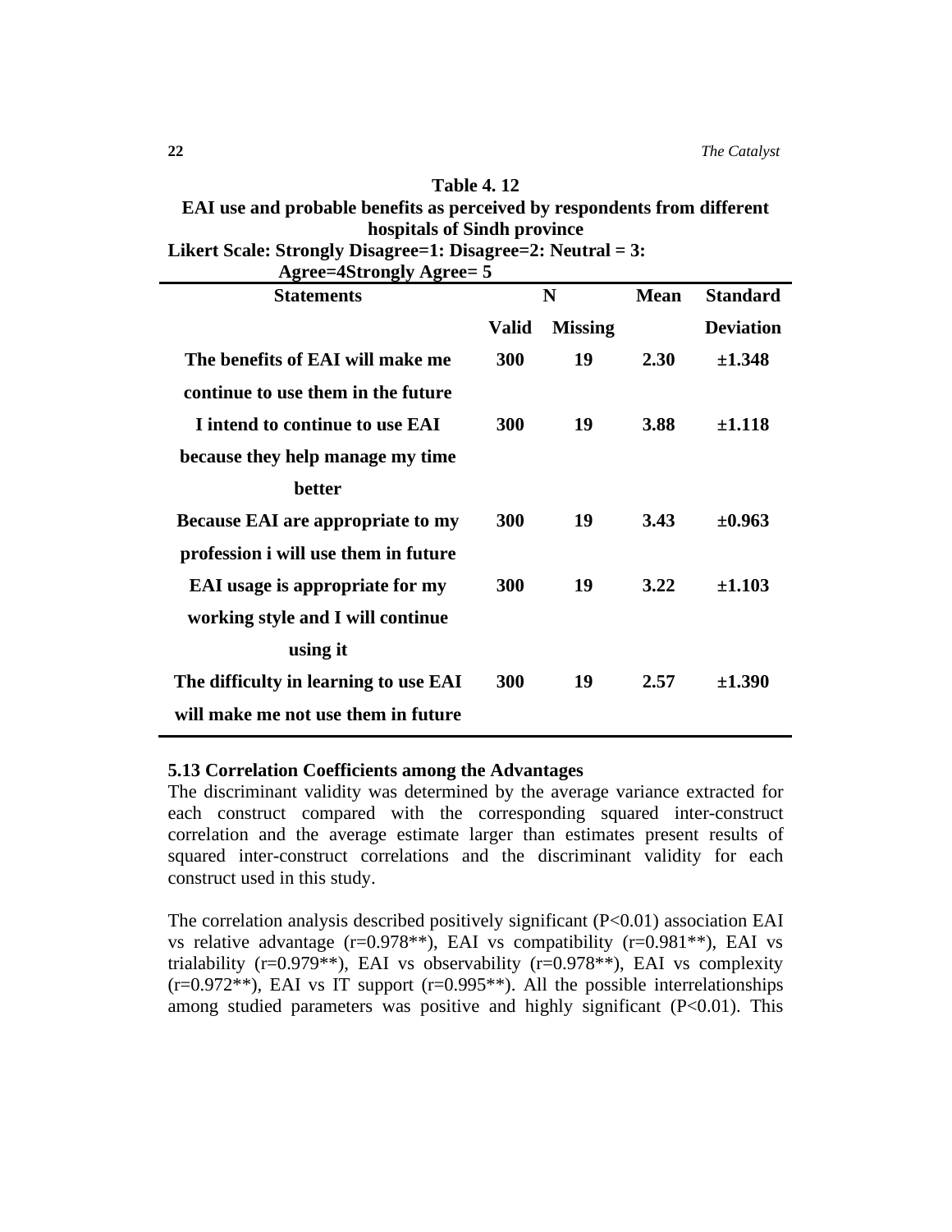**Table 4. 12**

**EAI use and probable benefits as perceived by respondents from different hospitals of Sindh province**

**Likert Scale: Strongly Disagree=1: Disagree=2: Neutral = 3: Agree=4Strongly Agree= 5**

| Statements | N | | Mean | Standard |
|---|---|---|---|---|
| | Valid | Missing | | Deviation |
| The benefits of EAI will make me continue to use them in the future | 300 | 19 | 2.30 | ±1.348 |
| I intend to continue to use EAI because they help manage my time better | 300 | 19 | 3.88 | ±1.118 |
| Because EAI are appropriate to my profession i will use them in future | 300 | 19 | 3.43 | ±0.963 |
| EAI usage is appropriate for my working style and I will continue using it | 300 | 19 | 3.22 | ±1.103 |
| The difficulty in learning to use EAI will make me not use them in future | 300 | 19 | 2.57 | ±1.390 |

### 5.13 Correlation Coefficients among the Advantages

The discriminant validity was determined by the average variance extracted for each construct compared with the corresponding squared inter-construct correlation and the average estimate larger than estimates present results of squared inter-construct correlations and the discriminant validity for each construct used in this study.

The correlation analysis described positively significant ($P<0.01$) association EAI vs relative advantage ($r=0.978$**), EAI vs compatibility ($r=0.981$**), EAI vs trialability ($r=0.979$**), EAI vs observability ($r=0.978$**), EAI vs complexity ($r=0.972$**), EAI vs IT support ($r=0.995$**). All the possible interrelationships among studied parameters was positive and highly significant ($P<0.01$). This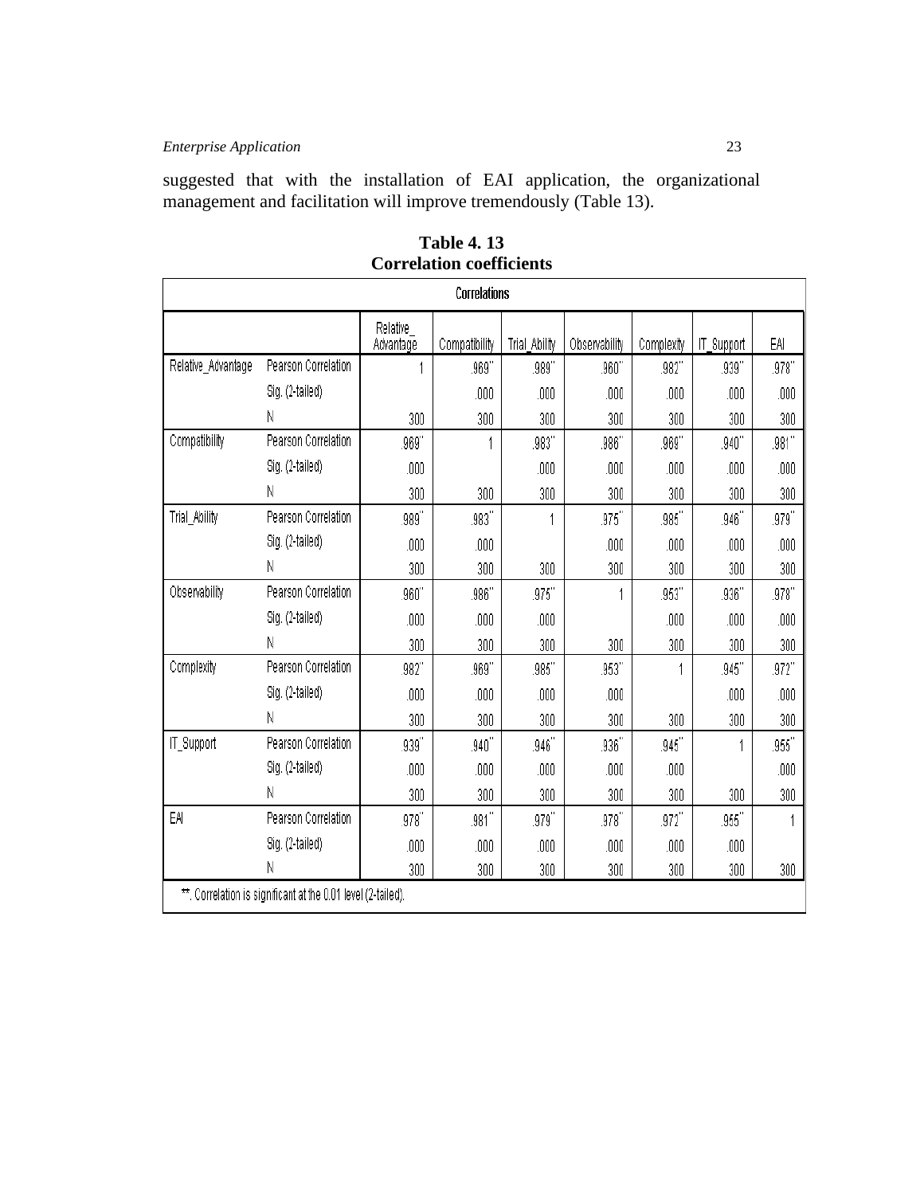suggested that with the installation of EAI application, the organizational management and facilitation will improve tremendously (Table 13).

**Table 4. 13**
**Correlation coefficients**

| Correlations | | | | | | | | |
|---|---|---|---|---|---|---|---|---|
| | | Relative_ Advantage | Compatibility | Trial_Ability | Observability | Complexity | IT_Support | EAI |
| Relative_Advantage | Pearson Correlation | 1 | .969** | .989** | .960** | .982** | .939** | .978** |
| | Sig. (2-tailed) | | .000 | .000 | .000 | .000 | .000 | .000 |
| | N | 300 | 300 | 300 | 300 | 300 | 300 | 300 |
| Compatibility | Pearson Correlation | .969** | 1 | .983** | .986** | .969** | .940** | .981** |
| | Sig. (2-tailed) | .000 | | .000 | .000 | .000 | .000 | .000 |
| | N | 300 | 300 | 300 | 300 | 300 | 300 | 300 |
| Trial_Ability | Pearson Correlation | .989** | .983** | 1 | .975** | .985** | .946** | .979** |
| | Sig. (2-tailed) | .000 | .000 | | .000 | .000 | .000 | .000 |
| | N | 300 | 300 | 300 | 300 | 300 | 300 | 300 |
| Observability | Pearson Correlation | .960** | .986** | .975** | 1 | .953** | .936** | .978** |
| | Sig. (2-tailed) | .000 | .000 | .000 | | .000 | .000 | .000 |
| | N | 300 | 300 | 300 | 300 | 300 | 300 | 300 |
| Complexity | Pearson Correlation | .982** | .969** | .985** | .953** | 1 | .945** | .972** |
| | Sig. (2-tailed) | .000 | .000 | .000 | .000 | | .000 | .000 |
| | N | 300 | 300 | 300 | 300 | 300 | 300 | 300 |
| IT_Support | Pearson Correlation | .939** | .940** | .946** | .936** | .945** | 1 | .955** |
| | Sig. (2-tailed) | .000 | .000 | .000 | .000 | .000 | | .000 |
| | N | 300 | 300 | 300 | 300 | 300 | 300 | 300 |
| EAI | Pearson Correlation | .978** | .981** | .979** | .978** | .972** | .955** | 1 |
| | Sig. (2-tailed) | .000 | .000 | .000 | .000 | .000 | .000 | |
| | N | 300 | 300 | 300 | 300 | 300 | 300 | 300 |

**. Correlation is significant at the 0.01 level (2-tailed).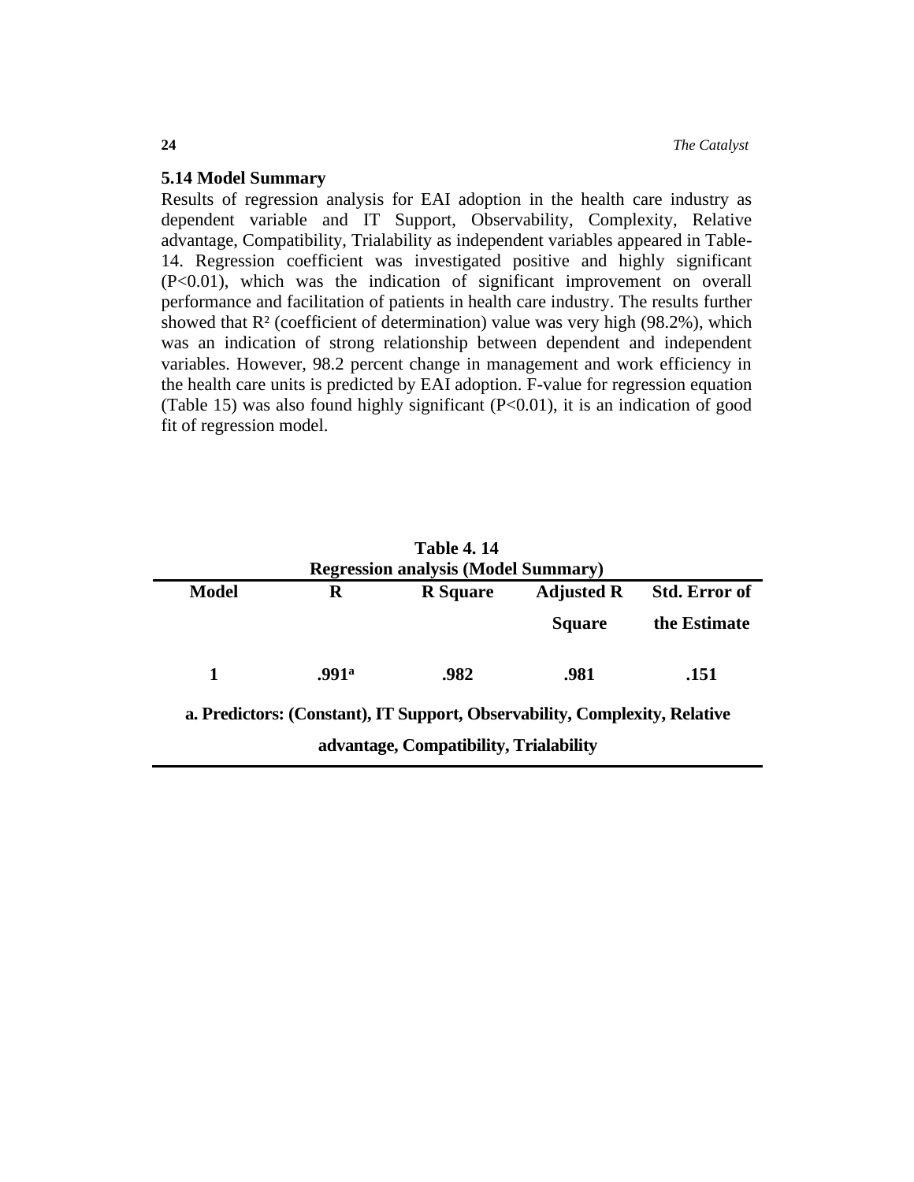### 5.14 Model Summary

Results of regression analysis for EAI adoption in the health care industry as dependent variable and IT Support, Observability, Complexity, Relative advantage, Compatibility, Trialability as independent variables appeared in Table-14. Regression coefficient was investigated positive and highly significant ($P<0.01$), which was the indication of significant improvement on overall performance and facilitation of patients in health care industry. The results further showed that $R^2$ (coefficient of determination) value was very high (98.2%), which was an indication of strong relationship between dependent and independent variables. However, 98.2 percent change in management and work efficiency in the health care units is predicted by EAI adoption. F-value for regression equation (Table 15) was also found highly significant ($P<0.01$), it is an indication of good fit of regression model.

**Table 4. 14**
**Regression analysis (Model Summary)**

| Model | R | R Square | Adjusted R Square | Std. Error of the Estimate |
|---|---|---|---|---|
| 1 | .991[a] | .982 | .981 | .151 |

**a. Predictors: (Constant), IT Support, Observability, Complexity, Relative advantage, Compatibility, Trialability**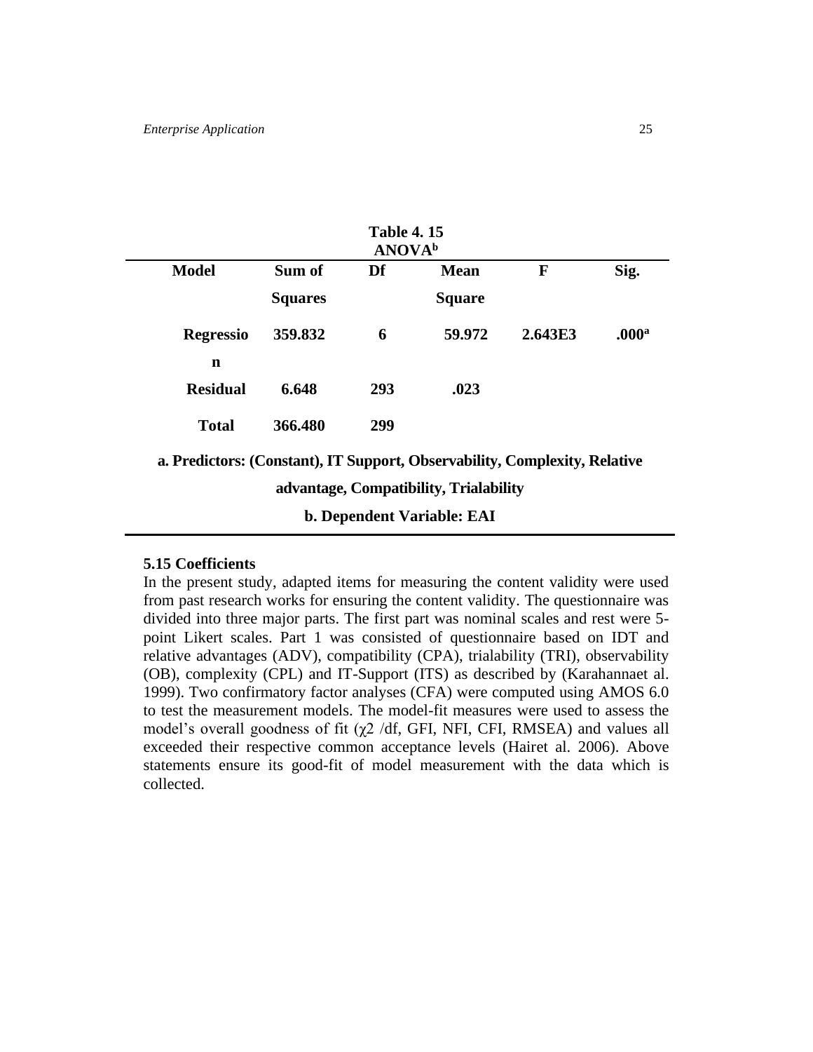**Table 4. 15**
**ANOVA[b]**

| Model | Sum of Squares | Df | Mean Square | F | Sig. |
|---|---|---|---|---|---|
| Regression | 359.832 | 6 | 59.972 | 2.643E3 | .000[a] |
| Residual | 6.648 | 293 | .023 | | |
| Total | 366.480 | 299 | | | |

**a. Predictors: (Constant), IT Support, Observability, Complexity, Relative advantage, Compatibility, Trialability**

**b. Dependent Variable: EAI**

### 5.15 Coefficients

In the present study, adapted items for measuring the content validity were used from past research works for ensuring the content validity. The questionnaire was divided into three major parts. The first part was nominal scales and rest were 5-point Likert scales. Part 1 was consisted of questionnaire based on IDT and relative advantages (ADV), compatibility (CPA), trialability (TRI), observability (OB), complexity (CPL) and IT-Support (ITS) as described by (Karahannaet al. 1999). Two confirmatory factor analyses (CFA) were computed using AMOS 6.0 to test the measurement models. The model-fit measures were used to assess the model's overall goodness of fit ($\chi2$ /df, GFI, NFI, CFI, RMSEA) and values all exceeded their respective common acceptance levels (Hairet al. 2006). Above statements ensure its good-fit of model measurement with the data which is collected.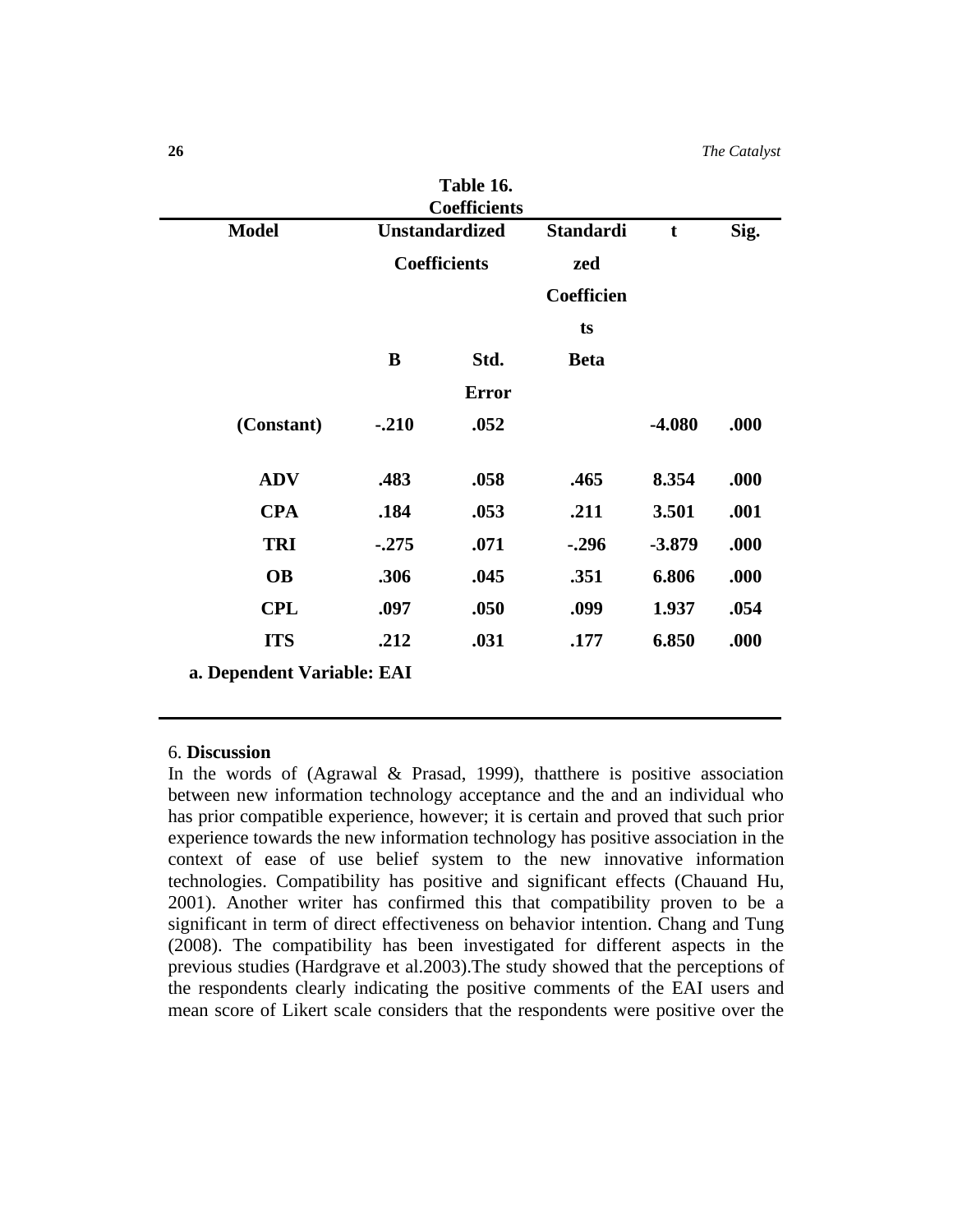**Table 16.**
**Coefficients**

| Model | Unstandardized Coefficients | | Standardized Coefficients | t | Sig. |
|---|---|---|---|---|---|
| | B | Std. Error | Beta | | |
| (Constant) | -.210 | .052 | | -4.080 | .000 |
| ADV | .483 | .058 | .465 | 8.354 | .000 |
| CPA | .184 | .053 | .211 | 3.501 | .001 |
| TRI | -.275 | .071 | -.296 | -3.879 | .000 |
| OB | .306 | .045 | .351 | 6.806 | .000 |
| CPL | .097 | .050 | .099 | 1.937 | .054 |
| ITS | .212 | .031 | .177 | 6.850 | .000 |

a. Dependent Variable: EAI

## 6. Discussion

In the words of (Agrawal & Prasad, 1999), thatthere is positive association between new information technology acceptance and the and an individual who has prior compatible experience, however; it is certain and proved that such prior experience towards the new information technology has positive association in the context of ease of use belief system to the new innovative information technologies. Compatibility has positive and significant effects (Chauand Hu, 2001). Another writer has confirmed this that compatibility proven to be a significant in term of direct effectiveness on behavior intention. Chang and Tung (2008). The compatibility has been investigated for different aspects in the previous studies (Hardgrave et al.2003).The study showed that the perceptions of the respondents clearly indicating the positive comments of the EAI users and mean score of Likert scale considers that the respondents were positive over the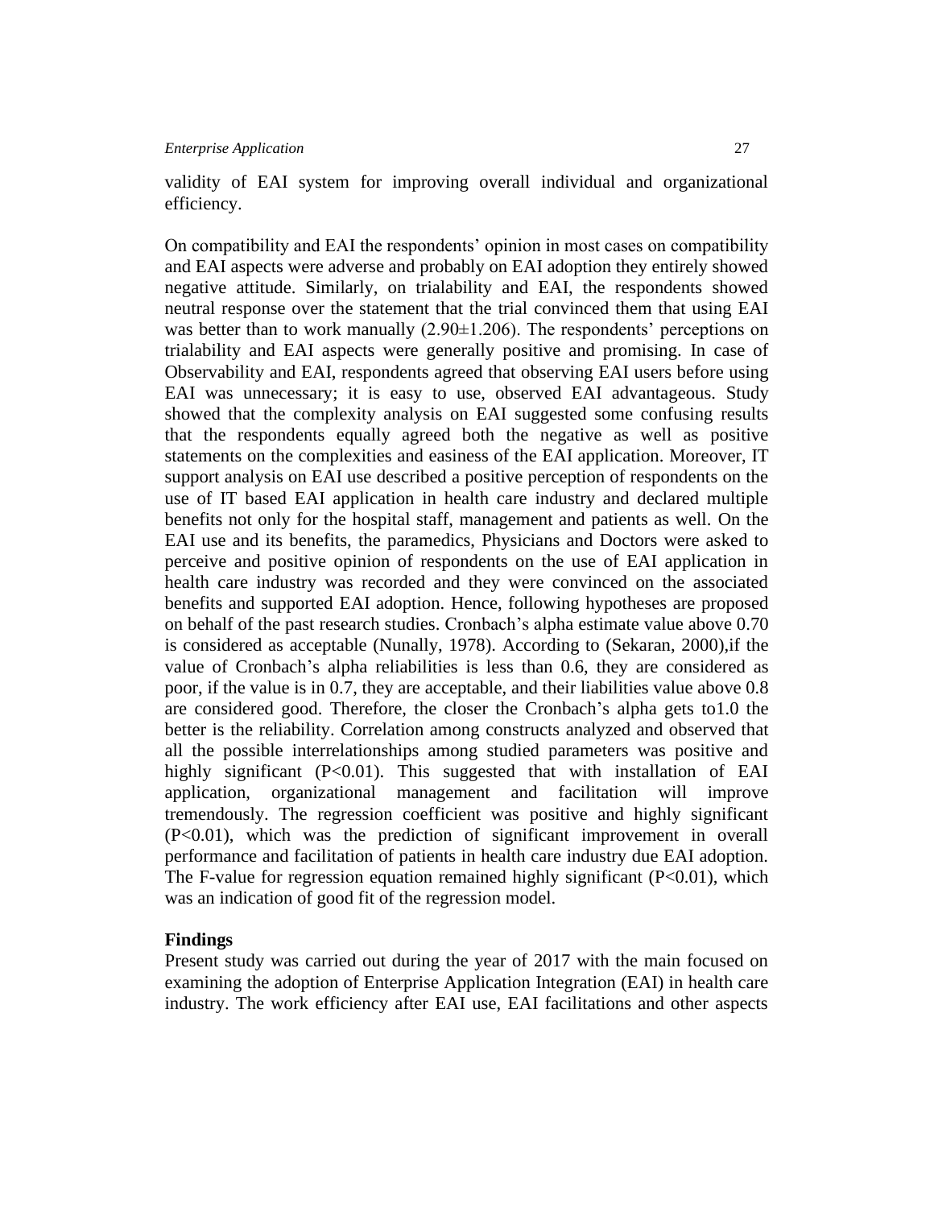validity of EAI system for improving overall individual and organizational efficiency.

On compatibility and EAI the respondents' opinion in most cases on compatibility and EAI aspects were adverse and probably on EAI adoption they entirely showed negative attitude. Similarly, on trialability and EAI, the respondents showed neutral response over the statement that the trial convinced them that using EAI was better than to work manually (2.90±1.206). The respondents' perceptions on trialability and EAI aspects were generally positive and promising. In case of Observability and EAI, respondents agreed that observing EAI users before using EAI was unnecessary; it is easy to use, observed EAI advantageous. Study showed that the complexity analysis on EAI suggested some confusing results that the respondents equally agreed both the negative as well as positive statements on the complexities and easiness of the EAI application. Moreover, IT support analysis on EAI use described a positive perception of respondents on the use of IT based EAI application in health care industry and declared multiple benefits not only for the hospital staff, management and patients as well. On the EAI use and its benefits, the paramedics, Physicians and Doctors were asked to perceive and positive opinion of respondents on the use of EAI application in health care industry was recorded and they were convinced on the associated benefits and supported EAI adoption. Hence, following hypotheses are proposed on behalf of the past research studies. Cronbach's alpha estimate value above 0.70 is considered as acceptable (Nunally, 1978). According to (Sekaran, 2000),if the value of Cronbach's alpha reliabilities is less than 0.6, they are considered as poor, if the value is in 0.7, they are acceptable, and their liabilities value above 0.8 are considered good. Therefore, the closer the Cronbach's alpha gets to1.0 the better is the reliability. Correlation among constructs analyzed and observed that all the possible interrelationships among studied parameters was positive and highly significant ($P<0.01$). This suggested that with installation of EAI application, organizational management and facilitation will improve tremendously. The regression coefficient was positive and highly significant ($P<0.01$), which was the prediction of significant improvement in overall performance and facilitation of patients in health care industry due EAI adoption. The F-value for regression equation remained highly significant ($P<0.01$), which was an indication of good fit of the regression model.

**Findings**

Present study was carried out during the year of 2017 with the main focused on examining the adoption of Enterprise Application Integration (EAI) in health care industry. The work efficiency after EAI use, EAI facilitations and other aspects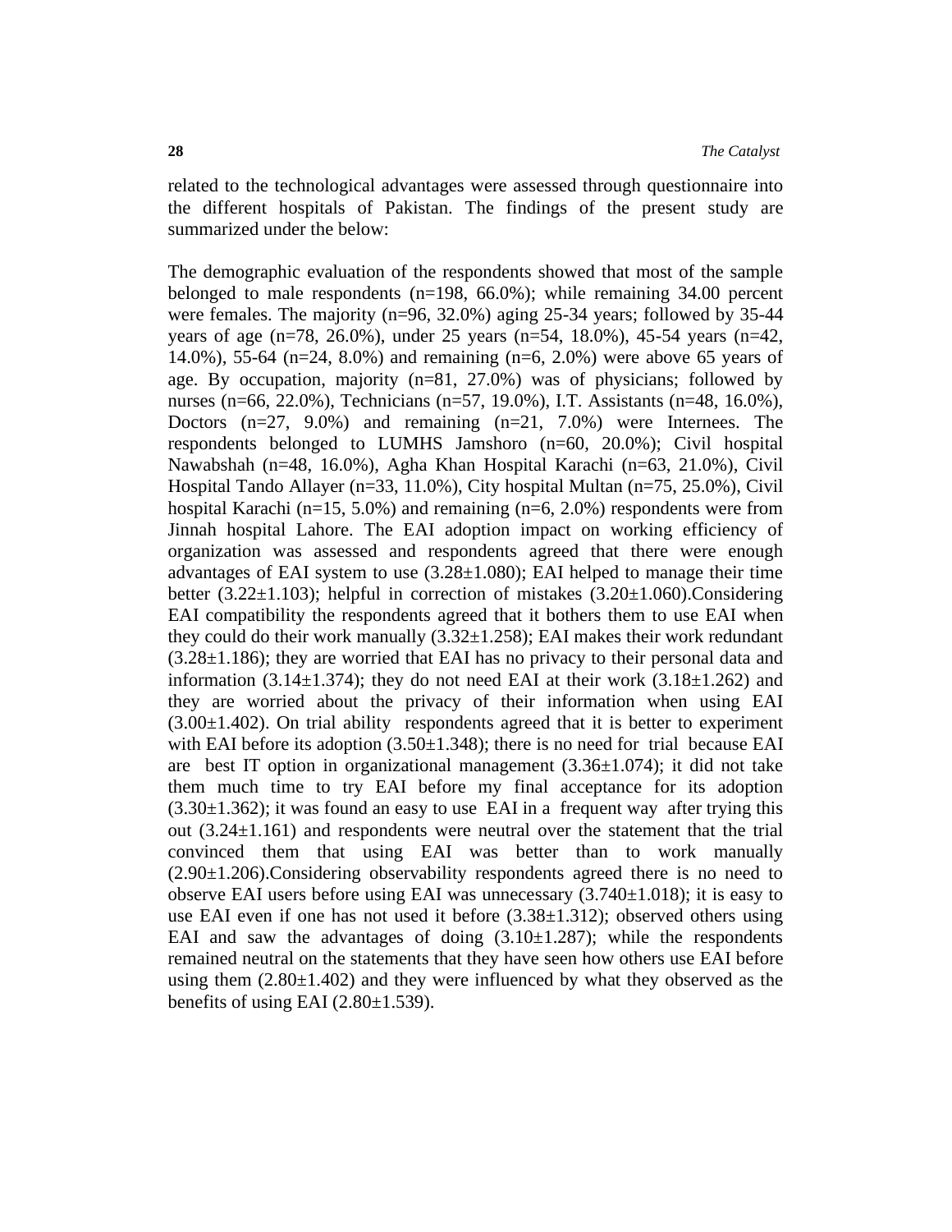related to the technological advantages were assessed through questionnaire into the different hospitals of Pakistan. The findings of the present study are summarized under the below:

The demographic evaluation of the respondents showed that most of the sample belonged to male respondents (n=198, 66.0%); while remaining 34.00 percent were females. The majority (n=96, 32.0%) aging 25-34 years; followed by 35-44 years of age (n=78, 26.0%), under 25 years (n=54, 18.0%), 45-54 years (n=42, 14.0%), 55-64 (n=24, 8.0%) and remaining (n=6, 2.0%) were above 65 years of age. By occupation, majority (n=81, 27.0%) was of physicians; followed by nurses (n=66, 22.0%), Technicians (n=57, 19.0%), I.T. Assistants (n=48, 16.0%), Doctors (n=27, 9.0%) and remaining (n=21, 7.0%) were Internees. The respondents belonged to LUMHS Jamshoro (n=60, 20.0%); Civil hospital Nawabshah (n=48, 16.0%), Agha Khan Hospital Karachi (n=63, 21.0%), Civil Hospital Tando Allayer (n=33, 11.0%), City hospital Multan (n=75, 25.0%), Civil hospital Karachi (n=15, 5.0%) and remaining (n=6, 2.0%) respondents were from Jinnah hospital Lahore. The EAI adoption impact on working efficiency of organization was assessed and respondents agreed that there were enough advantages of EAI system to use (3.28±1.080); EAI helped to manage their time better (3.22±1.103); helpful in correction of mistakes (3.20±1.060).Considering EAI compatibility the respondents agreed that it bothers them to use EAI when they could do their work manually (3.32±1.258); EAI makes their work redundant (3.28±1.186); they are worried that EAI has no privacy to their personal data and information (3.14±1.374); they do not need EAI at their work (3.18±1.262) and they are worried about the privacy of their information when using EAI (3.00±1.402). On trial ability respondents agreed that it is better to experiment with EAI before its adoption (3.50±1.348); there is no need for trial because EAI are best IT option in organizational management (3.36±1.074); it did not take them much time to try EAI before my final acceptance for its adoption (3.30±1.362); it was found an easy to use EAI in a frequent way after trying this out (3.24±1.161) and respondents were neutral over the statement that the trial convinced them that using EAI was better than to work manually (2.90±1.206).Considering observability respondents agreed there is no need to observe EAI users before using EAI was unnecessary (3.740±1.018); it is easy to use EAI even if one has not used it before (3.38±1.312); observed others using EAI and saw the advantages of doing (3.10±1.287); while the respondents remained neutral on the statements that they have seen how others use EAI before using them (2.80±1.402) and they were influenced by what they observed as the benefits of using EAI (2.80±1.539).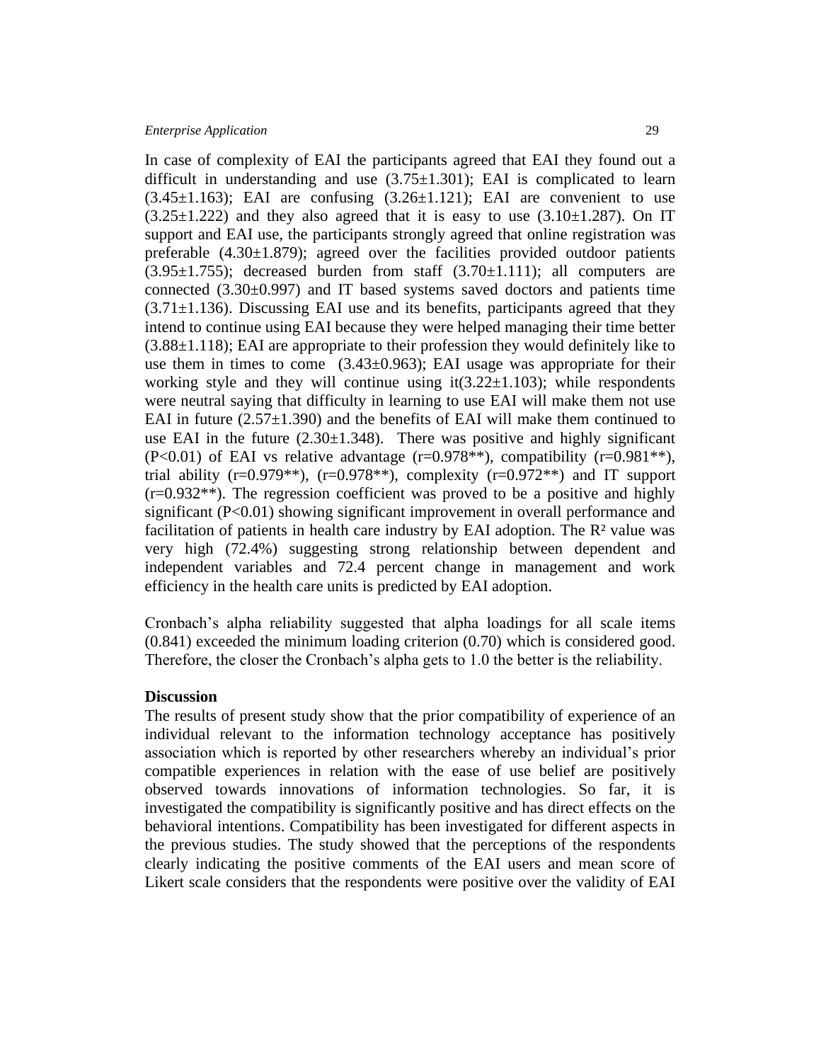In case of complexity of EAI the participants agreed that EAI they found out a difficult in understanding and use (3.75±1.301); EAI is complicated to learn (3.45±1.163); EAI are confusing (3.26±1.121); EAI are convenient to use (3.25±1.222) and they also agreed that it is easy to use (3.10±1.287). On IT support and EAI use, the participants strongly agreed that online registration was preferable (4.30±1.879); agreed over the facilities provided outdoor patients (3.95±1.755); decreased burden from staff (3.70±1.111); all computers are connected (3.30±0.997) and IT based systems saved doctors and patients time (3.71±1.136). Discussing EAI use and its benefits, participants agreed that they intend to continue using EAI because they were helped managing their time better (3.88±1.118); EAI are appropriate to their profession they would definitely like to use them in times to come (3.43±0.963); EAI usage was appropriate for their working style and they will continue using it(3.22±1.103); while respondents were neutral saying that difficulty in learning to use EAI will make them not use EAI in future (2.57±1.390) and the benefits of EAI will make them continued to use EAI in the future (2.30±1.348). There was positive and highly significant ($P<0.01$) of EAI vs relative advantage (r=0.978**), compatibility (r=0.981**), trial ability (r=0.979**), (r=0.978**), complexity (r=0.972**) and IT support (r=0.932**). The regression coefficient was proved to be a positive and highly significant ($P<0.01$) showing significant improvement in overall performance and facilitation of patients in health care industry by EAI adoption. The $R^2$ value was very high (72.4%) suggesting strong relationship between dependent and independent variables and 72.4 percent change in management and work efficiency in the health care units is predicted by EAI adoption.

Cronbach's alpha reliability suggested that alpha loadings for all scale items (0.841) exceeded the minimum loading criterion (0.70) which is considered good. Therefore, the closer the Cronbach's alpha gets to 1.0 the better is the reliability.

**Discussion**

The results of present study show that the prior compatibility of experience of an individual relevant to the information technology acceptance has positively association which is reported by other researchers whereby an individual's prior compatible experiences in relation with the ease of use belief are positively observed towards innovations of information technologies. So far, it is investigated the compatibility is significantly positive and has direct effects on the behavioral intentions. Compatibility has been investigated for different aspects in the previous studies. The study showed that the perceptions of the respondents clearly indicating the positive comments of the EAI users and mean score of Likert scale considers that the respondents were positive over the validity of EAI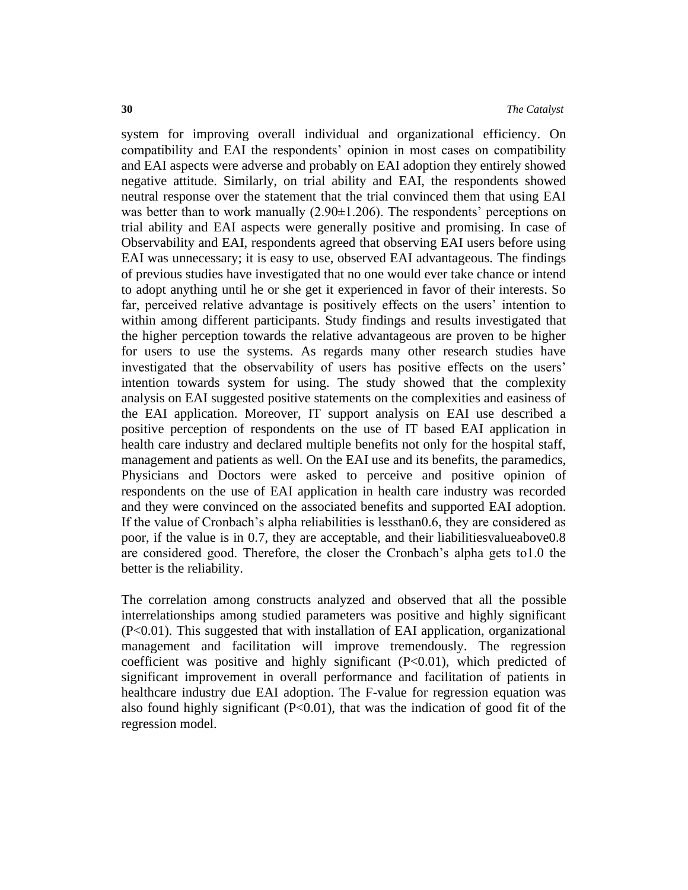system for improving overall individual and organizational efficiency. On compatibility and EAI the respondents' opinion in most cases on compatibility and EAI aspects were adverse and probably on EAI adoption they entirely showed negative attitude. Similarly, on trial ability and EAI, the respondents showed neutral response over the statement that the trial convinced them that using EAI was better than to work manually ($2.90 \pm 1.206$). The respondents' perceptions on trial ability and EAI aspects were generally positive and promising. In case of Observability and EAI, respondents agreed that observing EAI users before using EAI was unnecessary; it is easy to use, observed EAI advantageous. The findings of previous studies have investigated that no one would ever take chance or intend to adopt anything until he or she get it experienced in favor of their interests. So far, perceived relative advantage is positively effects on the users' intention to within among different participants. Study findings and results investigated that the higher perception towards the relative advantageous are proven to be higher for users to use the systems. As regards many other research studies have investigated that the observability of users has positive effects on the users' intention towards system for using. The study showed that the complexity analysis on EAI suggested positive statements on the complexities and easiness of the EAI application. Moreover, IT support analysis on EAI use described a positive perception of respondents on the use of IT based EAI application in health care industry and declared multiple benefits not only for the hospital staff, management and patients as well. On the EAI use and its benefits, the paramedics, Physicians and Doctors were asked to perceive and positive opinion of respondents on the use of EAI application in health care industry was recorded and they were convinced on the associated benefits and supported EAI adoption. If the value of Cronbach's alpha reliabilities is lessthan0.6, they are considered as poor, if the value is in 0.7, they are acceptable, and their liabilitiesvalueabove0.8 are considered good. Therefore, the closer the Cronbach's alpha gets to1.0 the better is the reliability.

The correlation among constructs analyzed and observed that all the possible interrelationships among studied parameters was positive and highly significant ($P<0.01$). This suggested that with installation of EAI application, organizational management and facilitation will improve tremendously. The regression coefficient was positive and highly significant ($P<0.01$), which predicted of significant improvement in overall performance and facilitation of patients in healthcare industry due EAI adoption. The F-value for regression equation was also found highly significant ($P<0.01$), that was the indication of good fit of the regression model.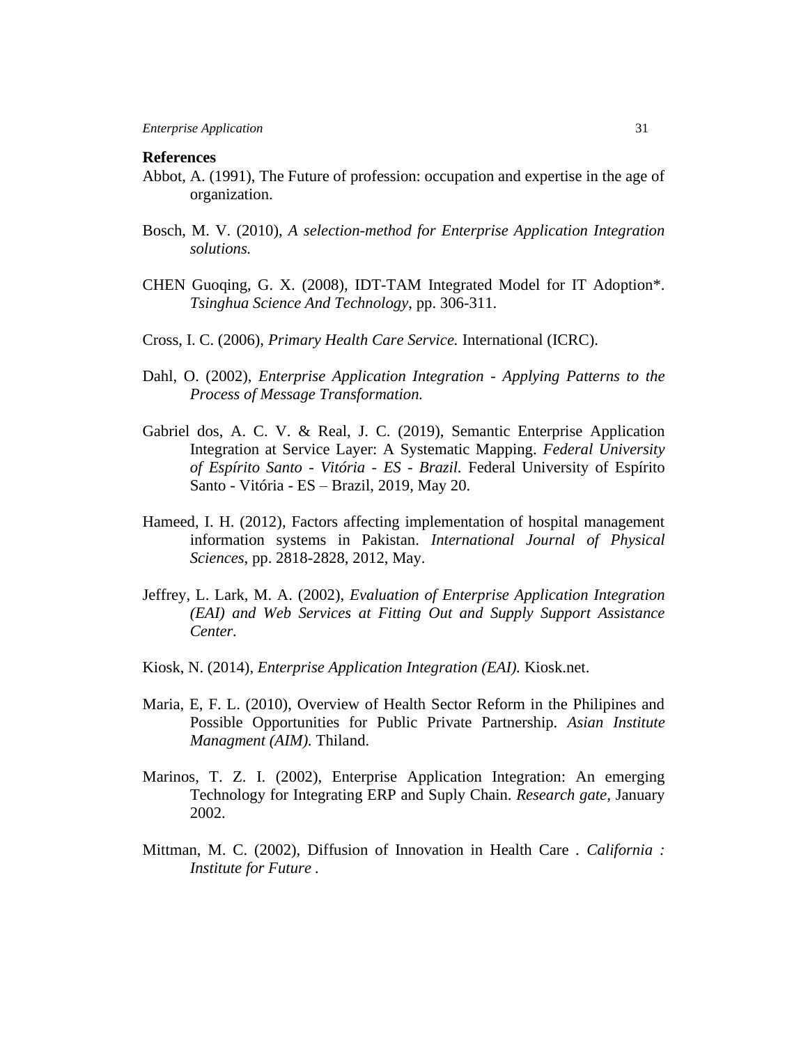## References

Abbot, A. (1991), The Future of profession: occupation and expertise in the age of organization.

Bosch, M. V. (2010), *A selection-method for Enterprise Application Integration solutions.*

CHEN Guoqing, G. X. (2008), IDT-TAM Integrated Model for IT Adoption*. *Tsinghua Science And Technology*, pp. 306-311.

Cross, I. C. (2006), *Primary Health Care Service.* International (ICRC).

Dahl, O. (2002), *Enterprise Application Integration - Applying Patterns to the Process of Message Transformation.*

Gabriel dos, A. C. V. & Real, J. C. (2019), Semantic Enterprise Application Integration at Service Layer: A Systematic Mapping. *Federal University of Espírito Santo - Vitória - ES - Brazil.* Federal University of Espírito Santo - Vitória - ES – Brazil, 2019, May 20.

Hameed, I. H. (2012), Factors affecting implementation of hospital management information systems in Pakistan. *International Journal of Physical Sciences*, pp. 2818-2828, 2012, May.

Jeffrey, L. Lark, M. A. (2002), *Evaluation of Enterprise Application Integration (EAI) and Web Services at Fitting Out and Supply Support Assistance Center.*

Kiosk, N. (2014), *Enterprise Application Integration (EAI).* Kiosk.net.

Maria, E, F. L. (2010), Overview of Health Sector Reform in the Philipines and Possible Opportunities for Public Private Partnership. *Asian Institute Managment (AIM).* Thiland.

Marinos, T. Z. I. (2002), Enterprise Application Integration: An emerging Technology for Integrating ERP and Suply Chain. *Research gate,* January 2002.

Mittman, M. C. (2002), Diffusion of Innovation in Health Care . *California : Institute for Future .*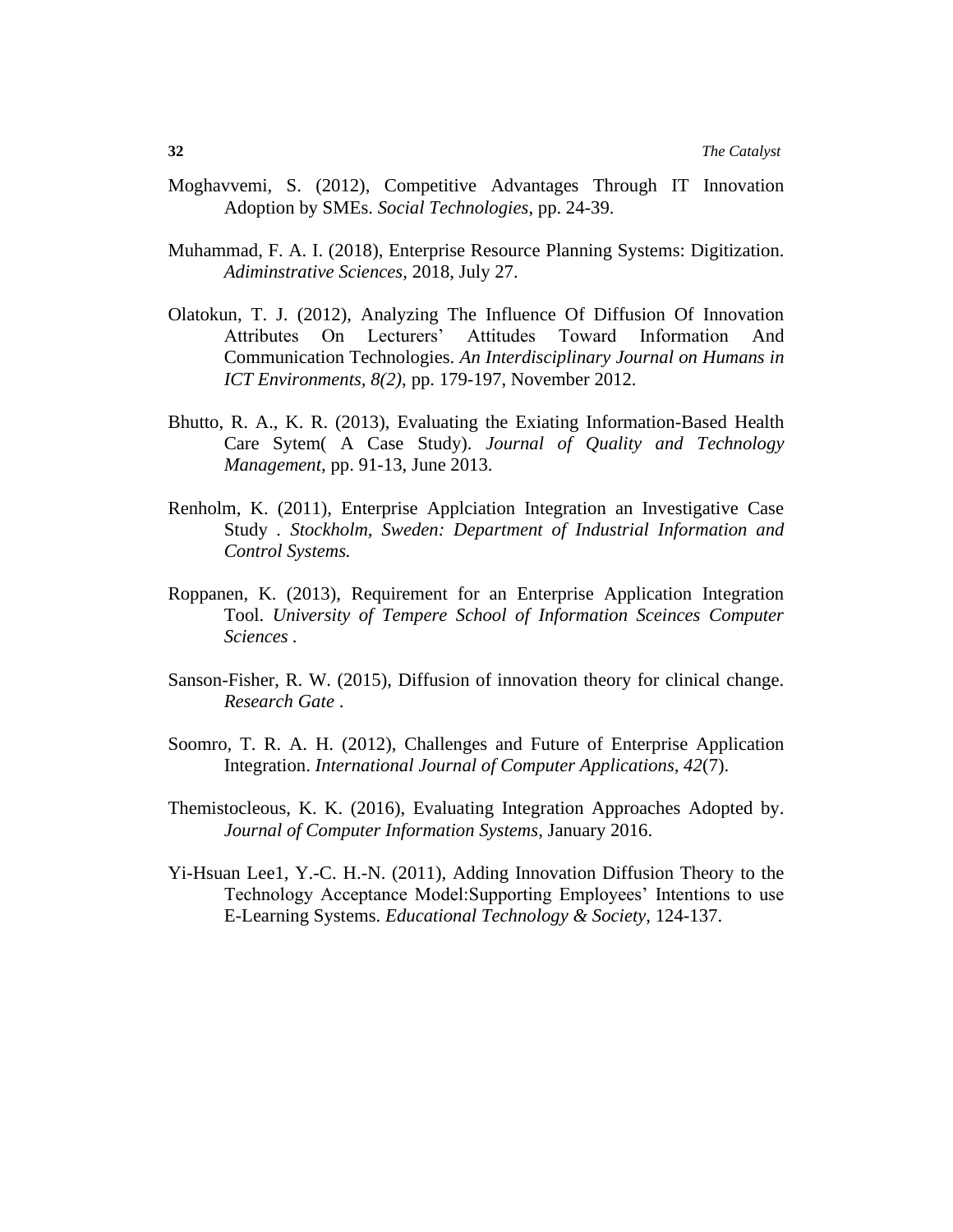Moghavvemi, S. (2012), Competitive Advantages Through IT Innovation Adoption by SMEs. *Social Technologies*, pp. 24-39.

Muhammad, F. A. I. (2018), Enterprise Resource Planning Systems: Digitization. *Adiminstrative Sciences*, 2018, July 27.

Olatokun, T. J. (2012), Analyzing The Influence Of Diffusion Of Innovation Attributes On Lecturers' Attitudes Toward Information And Communication Technologies. *An Interdisciplinary Journal on Humans in ICT Environments, 8(2)*, pp. 179-197, November 2012.

Bhutto, R. A., K. R. (2013), Evaluating the Exiating Information-Based Health Care Sytem( A Case Study). *Journal of Quality and Technology Management*, pp. 91-13, June 2013.

Renholm, K. (2011), Enterprise Applciation Integration an Investigative Case Study . *Stockholm, Sweden: Department of Industrial Information and Control Systems.*

Roppanen, K. (2013), Requirement for an Enterprise Application Integration Tool. *University of Tempere School of Information Sceinces Computer Sciences* .

Sanson-Fisher, R. W. (2015), Diffusion of innovation theory for clinical change. *Research Gate* .

Soomro, T. R. A. H. (2012), Challenges and Future of Enterprise Application Integration. *International Journal of Computer Applications*, *42*(7).

Themistocleous, K. K. (2016), Evaluating Integration Approaches Adopted by. *Journal of Computer Information Systems*, January 2016.

Yi-Hsuan Lee1, Y.-C. H.-N. (2011), Adding Innovation Diffusion Theory to the Technology Acceptance Model:Supporting Employees' Intentions to use E-Learning Systems. *Educational Technology & Society*, 124-137.